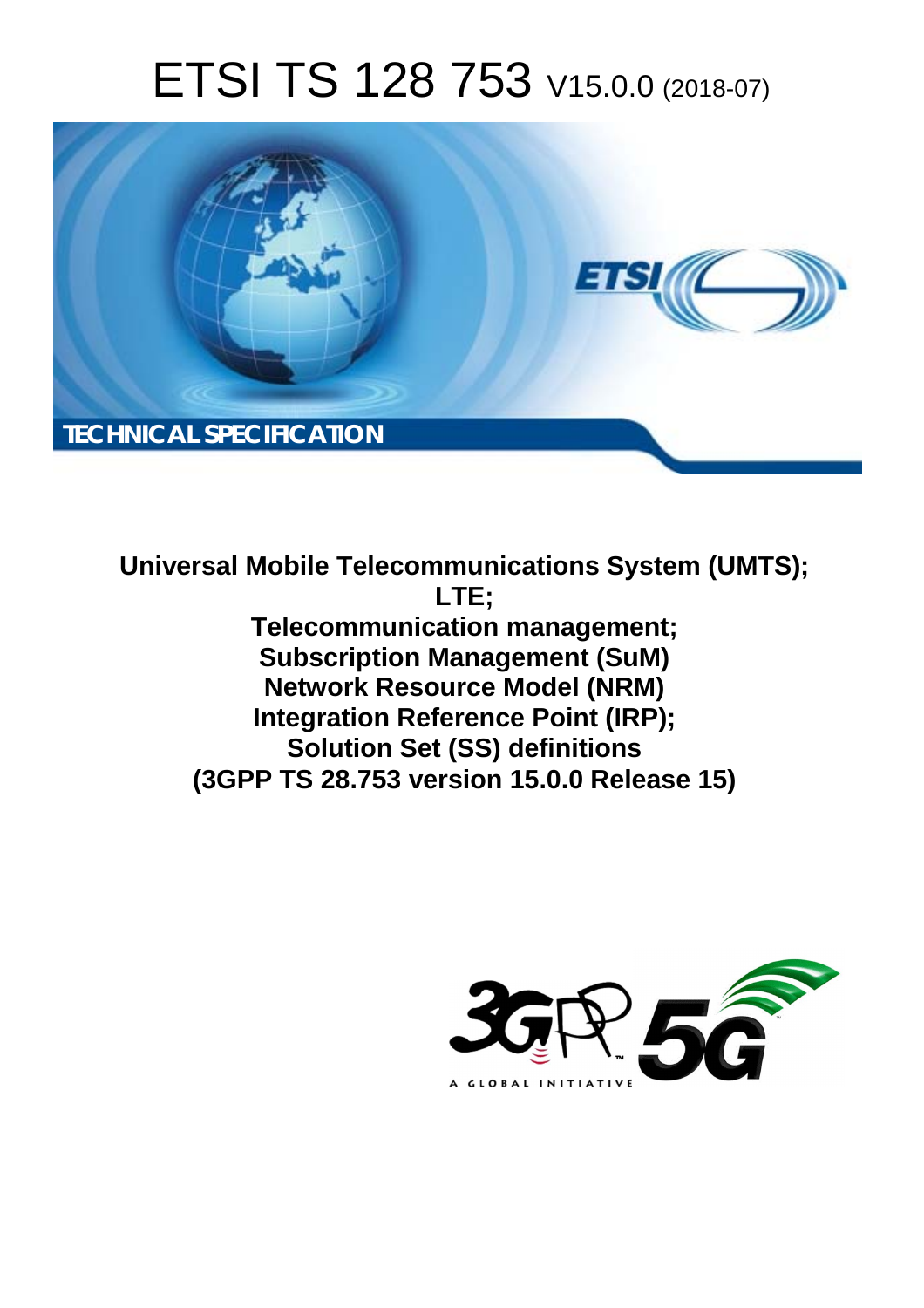# ETSI TS 128 753 V15.0.0 (2018-07)

**TECHNICAL SPECIFICATION**

**Universal Mobile Telecommunications System (UMTS);**
**LTE;**
**Telecommunication management;**
**Subscription Management (SuM)**
**Network Resource Model (NRM)**
**Integration Reference Point (IRP);**
**Solution Set (SS) definitions**
**(3GPP TS 28.753 version 15.0.0 Release 15)**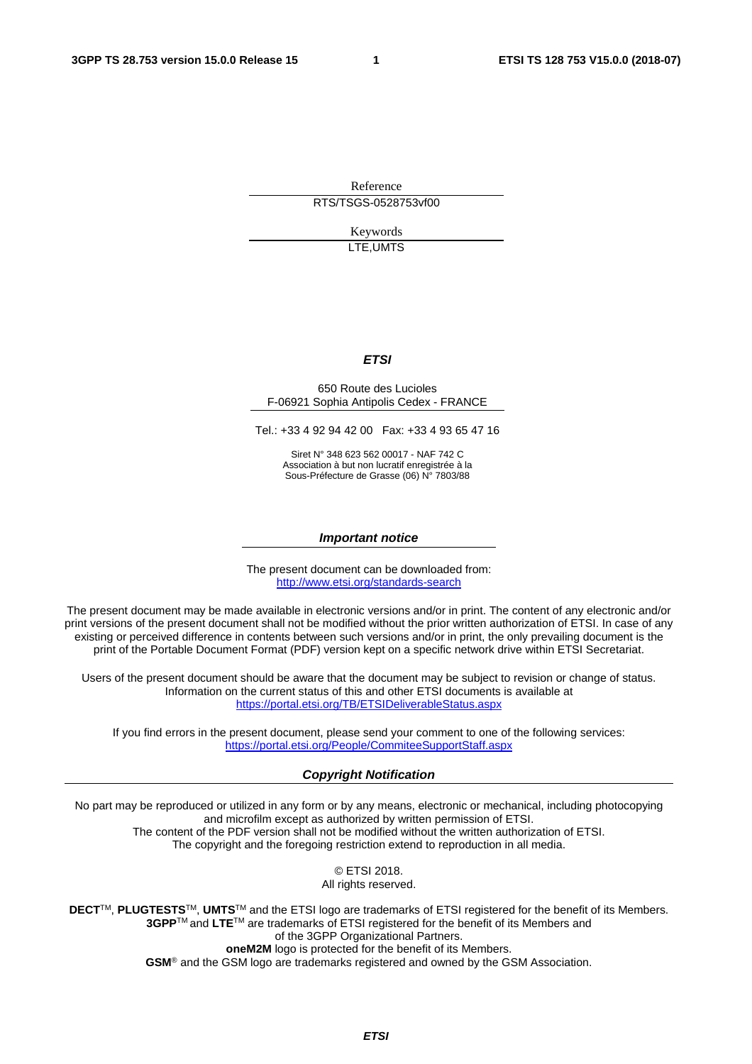Reference

RTS/TSGS-0528753vf00

Keywords

LTE,UMTS

***ETSI***

650 Route des Lucioles
F-06921 Sophia Antipolis Cedex - FRANCE

Tel.: +33 4 92 94 42 00   Fax: +33 4 93 65 47 16

Siret N° 348 623 562 00017 - NAF 742 C
Association à but non lucratif enregistrée à la
Sous-Préfecture de Grasse (06) N° 7803/88

***Important notice***

The present document can be downloaded from:
http://www.etsi.org/standards-search

The present document may be made available in electronic versions and/or in print. The content of any electronic and/or print versions of the present document shall not be modified without the prior written authorization of ETSI. In case of any existing or perceived difference in contents between such versions and/or in print, the only prevailing document is the print of the Portable Document Format (PDF) version kept on a specific network drive within ETSI Secretariat.

Users of the present document should be aware that the document may be subject to revision or change of status. Information on the current status of this and other ETSI documents is available at
https://portal.etsi.org/TB/ETSIDeliverableStatus.aspx

If you find errors in the present document, please send your comment to one of the following services:
https://portal.etsi.org/People/CommiteeSupportStaff.aspx

***Copyright Notification***

No part may be reproduced or utilized in any form or by any means, electronic or mechanical, including photocopying and microfilm except as authorized by written permission of ETSI.
The content of the PDF version shall not be modified without the written authorization of ETSI.
The copyright and the foregoing restriction extend to reproduction in all media.

© ETSI 2018.
All rights reserved.

**DECT**TM, **PLUGTESTS**TM, **UMTS**TM and the ETSI logo are trademarks of ETSI registered for the benefit of its Members.
**3GPP**TM and **LTE**TM are trademarks of ETSI registered for the benefit of its Members and of the 3GPP Organizational Partners.
**oneM2M** logo is protected for the benefit of its Members.
**GSM**® and the GSM logo are trademarks registered and owned by the GSM Association.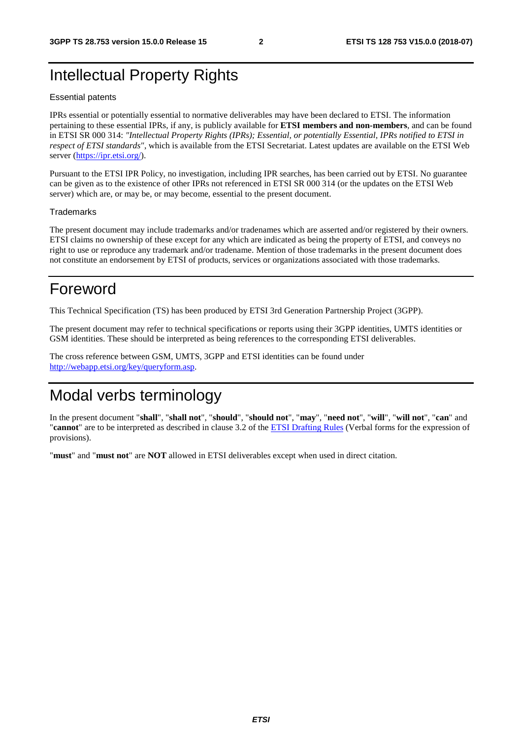# Intellectual Property Rights

## Essential patents

IPRs essential or potentially essential to normative deliverables may have been declared to ETSI. The information pertaining to these essential IPRs, if any, is publicly available for **ETSI members and non-members**, and can be found in ETSI SR 000 314: *"Intellectual Property Rights (IPRs); Essential, or potentially Essential, IPRs notified to ETSI in respect of ETSI standards"*, which is available from the ETSI Secretariat. Latest updates are available on the ETSI Web server (https://ipr.etsi.org/).

Pursuant to the ETSI IPR Policy, no investigation, including IPR searches, has been carried out by ETSI. No guarantee can be given as to the existence of other IPRs not referenced in ETSI SR 000 314 (or the updates on the ETSI Web server) which are, or may be, or may become, essential to the present document.

## Trademarks

The present document may include trademarks and/or tradenames which are asserted and/or registered by their owners. ETSI claims no ownership of these except for any which are indicated as being the property of ETSI, and conveys no right to use or reproduce any trademark and/or tradename. Mention of those trademarks in the present document does not constitute an endorsement by ETSI of products, services or organizations associated with those trademarks.

# Foreword

This Technical Specification (TS) has been produced by ETSI 3rd Generation Partnership Project (3GPP).

The present document may refer to technical specifications or reports using their 3GPP identities, UMTS identities or GSM identities. These should be interpreted as being references to the corresponding ETSI deliverables.

The cross reference between GSM, UMTS, 3GPP and ETSI identities can be found under http://webapp.etsi.org/key/queryform.asp.

# Modal verbs terminology

In the present document "**shall**", "**shall not**", "**should**", "**should not**", "**may**", "**need not**", "**will**", "**will not**", "**can**" and "**cannot**" are to be interpreted as described in clause 3.2 of the ETSI Drafting Rules (Verbal forms for the expression of provisions).

"**must**" and "**must not**" are **NOT** allowed in ETSI deliverables except when used in direct citation.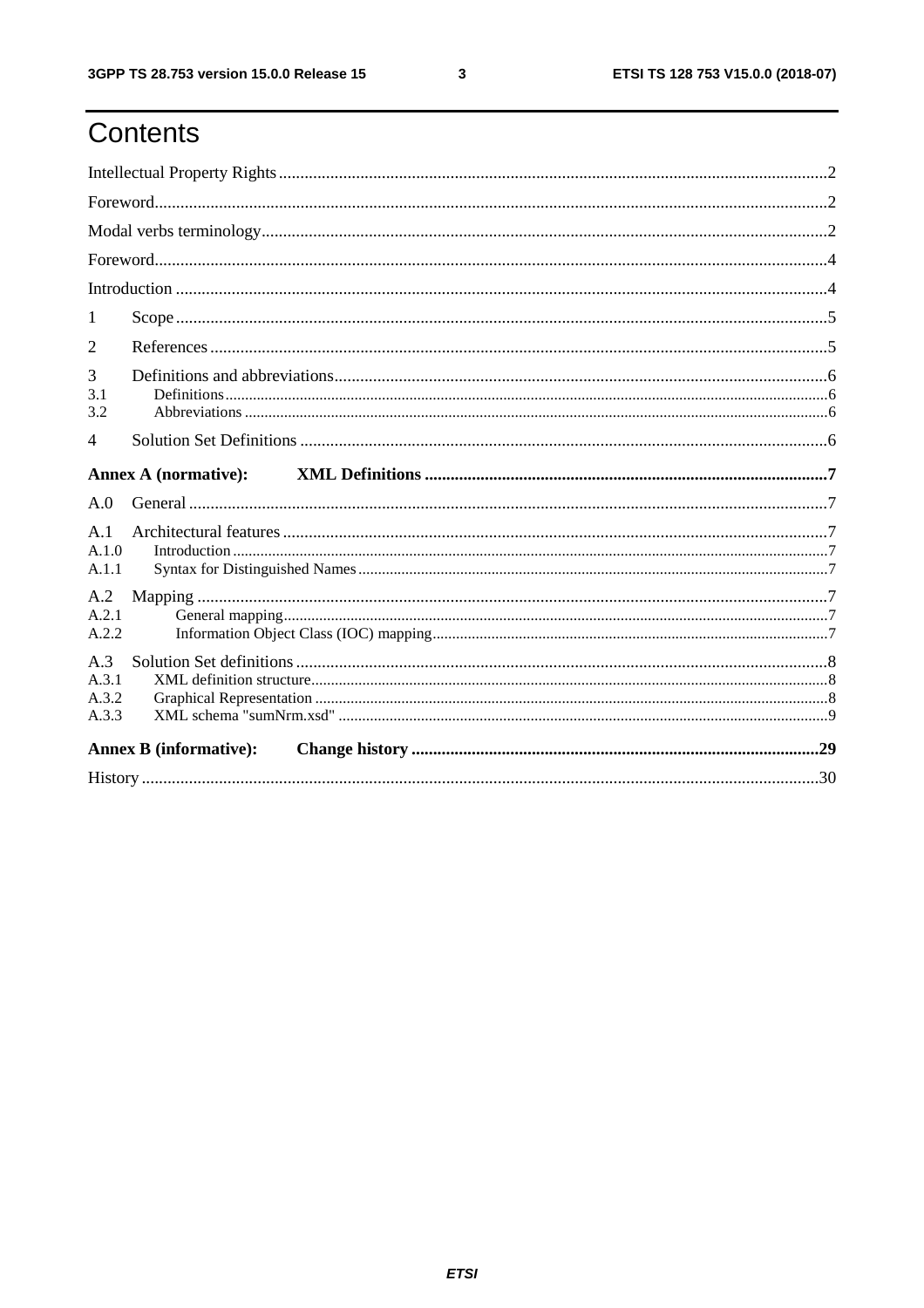# Contents

Intellectual Property Rights ..........2

Foreword..........2

Modal verbs terminology..........2

Foreword..........4

Introduction ..........4

1 Scope..........5

2 References..........5

3 Definitions and abbreviations..........6

3.1 Definitions..........6

3.2 Abbreviations ..........6

4 Solution Set Definitions ..........6

**Annex A (normative): XML Definitions ..........7**

A.0 General..........7

A.1 Architectural features..........7

A.1.0 Introduction..........7

A.1.1 Syntax for Distinguished Names..........7

A.2 Mapping ..........7

A.2.1 General mapping..........7

A.2.2 Information Object Class (IOC) mapping..........7

A.3 Solution Set definitions..........8

A.3.1 XML definition structure..........8

A.3.2 Graphical Representation ..........8

A.3.3 XML schema "sumNrm.xsd" ..........9

**Annex B (informative): Change history ..........29**

History ..........30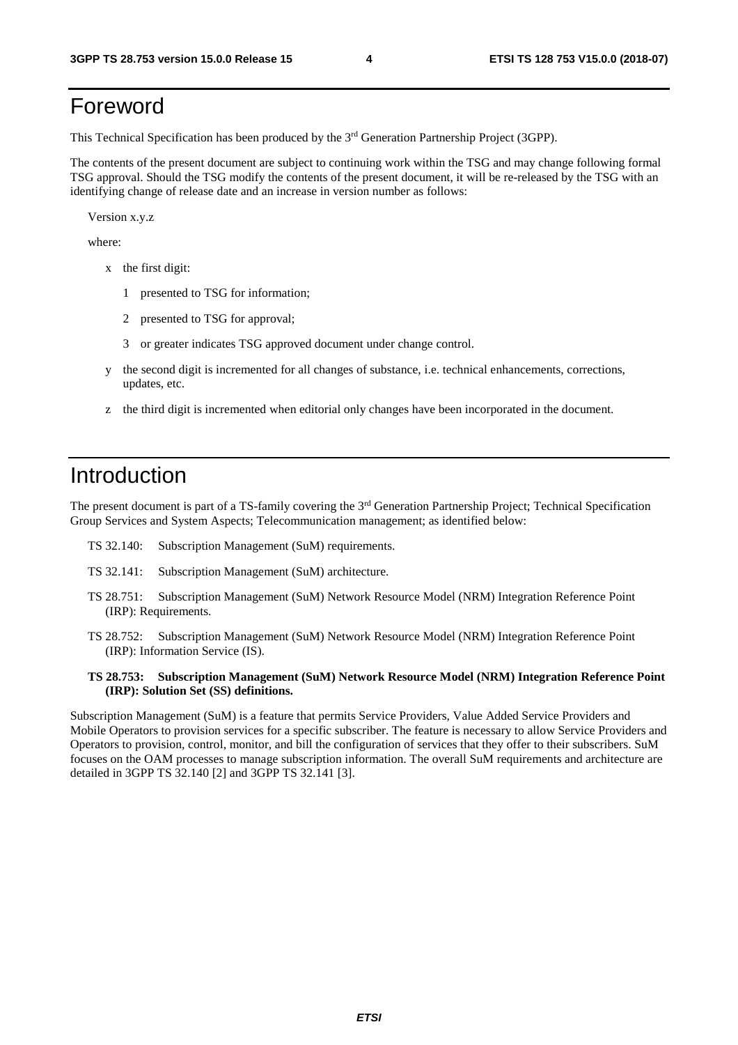# Foreword

This Technical Specification has been produced by the 3rd Generation Partnership Project (3GPP).

The contents of the present document are subject to continuing work within the TSG and may change following formal TSG approval. Should the TSG modify the contents of the present document, it will be re-released by the TSG with an identifying change of release date and an increase in version number as follows:

Version x.y.z

where:

- x the first digit:
  - 1 presented to TSG for information;
  - 2 presented to TSG for approval;
  - 3 or greater indicates TSG approved document under change control.
- y the second digit is incremented for all changes of substance, i.e. technical enhancements, corrections, updates, etc.
- z the third digit is incremented when editorial only changes have been incorporated in the document.

# Introduction

The present document is part of a TS-family covering the 3rd Generation Partnership Project; Technical Specification Group Services and System Aspects; Telecommunication management; as identified below:

TS 32.140: Subscription Management (SuM) requirements.

TS 32.141: Subscription Management (SuM) architecture.

TS 28.751: Subscription Management (SuM) Network Resource Model (NRM) Integration Reference Point (IRP): Requirements.

TS 28.752: Subscription Management (SuM) Network Resource Model (NRM) Integration Reference Point (IRP): Information Service (IS).

**TS 28.753: Subscription Management (SuM) Network Resource Model (NRM) Integration Reference Point (IRP): Solution Set (SS) definitions.**

Subscription Management (SuM) is a feature that permits Service Providers, Value Added Service Providers and Mobile Operators to provision services for a specific subscriber. The feature is necessary to allow Service Providers and Operators to provision, control, monitor, and bill the configuration of services that they offer to their subscribers. SuM focuses on the OAM processes to manage subscription information. The overall SuM requirements and architecture are detailed in 3GPP TS 32.140 [2] and 3GPP TS 32.141 [3].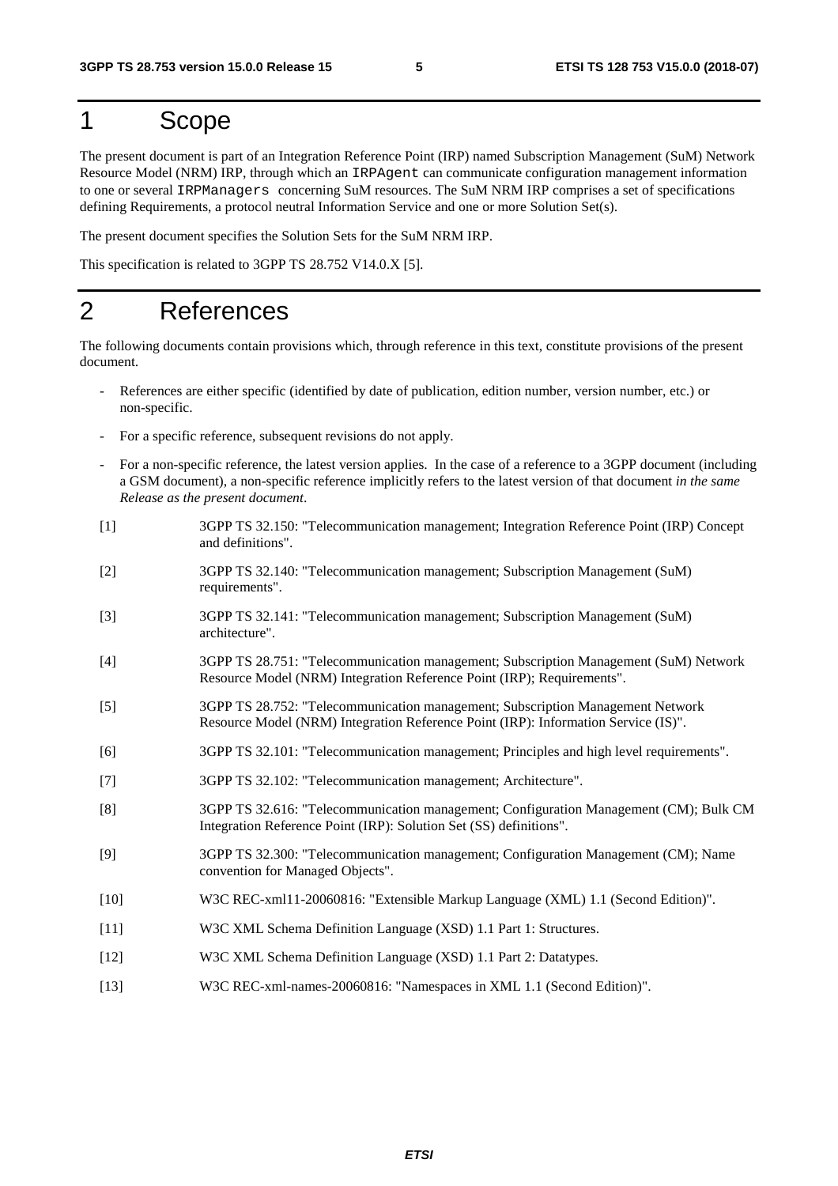# 1 Scope

The present document is part of an Integration Reference Point (IRP) named Subscription Management (SuM) Network Resource Model (NRM) IRP, through which an `IRPAgent` can communicate configuration management information to one or several `IRPManagers` concerning SuM resources. The SuM NRM IRP comprises a set of specifications defining Requirements, a protocol neutral Information Service and one or more Solution Set(s).

The present document specifies the Solution Sets for the SuM NRM IRP.

This specification is related to 3GPP TS 28.752 V14.0.X [5].

# 2 References

The following documents contain provisions which, through reference in this text, constitute provisions of the present document.

- References are either specific (identified by date of publication, edition number, version number, etc.) or non-specific.
- For a specific reference, subsequent revisions do not apply.
- For a non-specific reference, the latest version applies. In the case of a reference to a 3GPP document (including a GSM document), a non-specific reference implicitly refers to the latest version of that document *in the same Release as the present document*.

[1] 3GPP TS 32.150: "Telecommunication management; Integration Reference Point (IRP) Concept and definitions".

[2] 3GPP TS 32.140: "Telecommunication management; Subscription Management (SuM) requirements".

[3] 3GPP TS 32.141: "Telecommunication management; Subscription Management (SuM) architecture".

[4] 3GPP TS 28.751: "Telecommunication management; Subscription Management (SuM) Network Resource Model (NRM) Integration Reference Point (IRP); Requirements".

[5] 3GPP TS 28.752: "Telecommunication management; Subscription Management Network Resource Model (NRM) Integration Reference Point (IRP): Information Service (IS)".

[6] 3GPP TS 32.101: "Telecommunication management; Principles and high level requirements".

[7] 3GPP TS 32.102: "Telecommunication management; Architecture".

[8] 3GPP TS 32.616: "Telecommunication management; Configuration Management (CM); Bulk CM Integration Reference Point (IRP): Solution Set (SS) definitions".

[9] 3GPP TS 32.300: "Telecommunication management; Configuration Management (CM); Name convention for Managed Objects".

[10] W3C REC-xml11-20060816: "Extensible Markup Language (XML) 1.1 (Second Edition)".

[11] W3C XML Schema Definition Language (XSD) 1.1 Part 1: Structures.

[12] W3C XML Schema Definition Language (XSD) 1.1 Part 2: Datatypes.

[13] W3C REC-xml-names-20060816: "Namespaces in XML 1.1 (Second Edition)".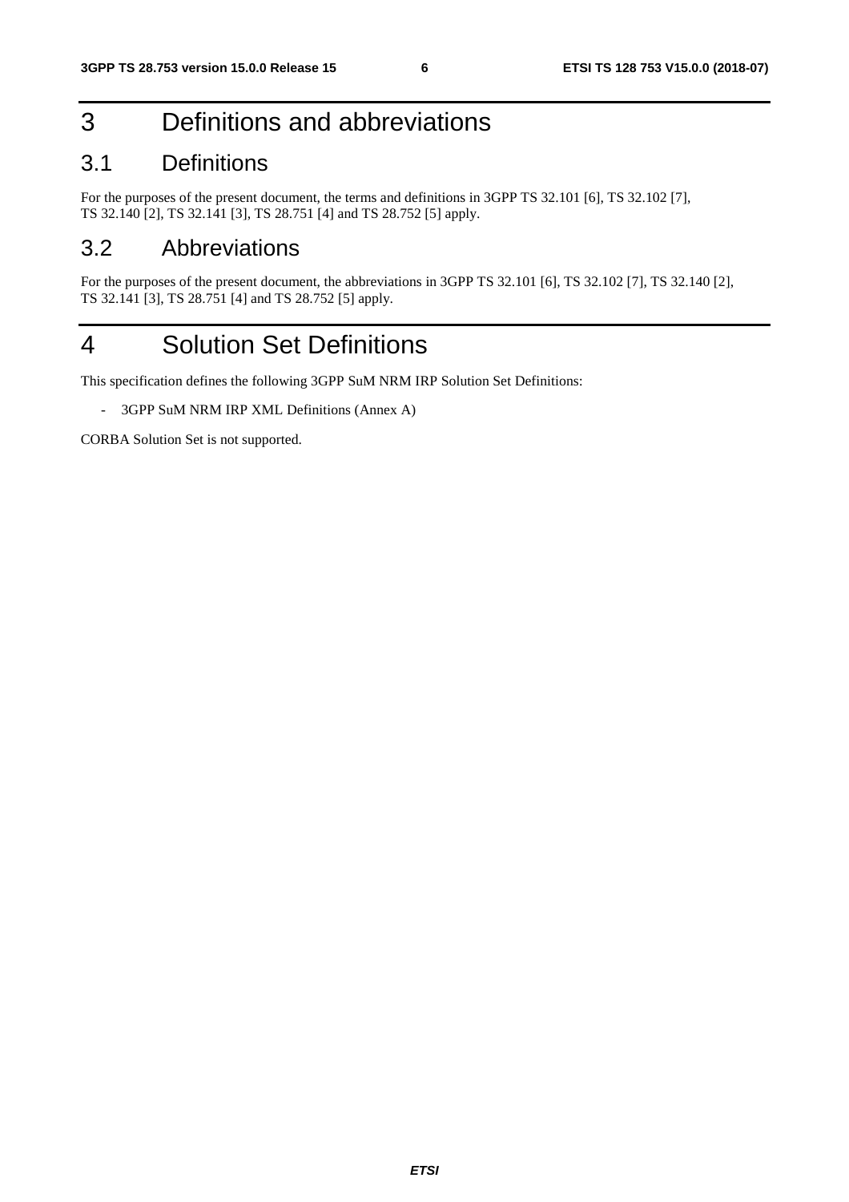# 3 Definitions and abbreviations

## 3.1 Definitions

For the purposes of the present document, the terms and definitions in 3GPP TS 32.101 [6], TS 32.102 [7], TS 32.140 [2], TS 32.141 [3], TS 28.751 [4] and TS 28.752 [5] apply.

## 3.2 Abbreviations

For the purposes of the present document, the abbreviations in 3GPP TS 32.101 [6], TS 32.102 [7], TS 32.140 [2], TS 32.141 [3], TS 28.751 [4] and TS 28.752 [5] apply.

# 4 Solution Set Definitions

This specification defines the following 3GPP SuM NRM IRP Solution Set Definitions:

- 3GPP SuM NRM IRP XML Definitions (Annex A)

CORBA Solution Set is not supported.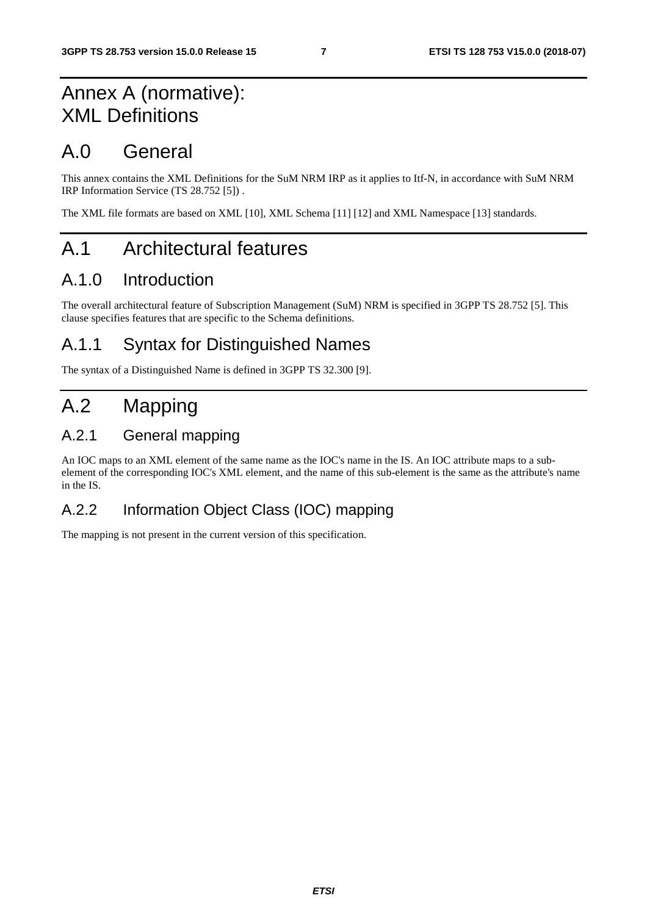# Annex A (normative): XML Definitions

# A.0 General

This annex contains the XML Definitions for the SuM NRM IRP as it applies to Itf-N, in accordance with SuM NRM IRP Information Service (TS 28.752 [5]) .

The XML file formats are based on XML [10], XML Schema [11] [12] and XML Namespace [13] standards.

# A.1 Architectural features

## A.1.0 Introduction

The overall architectural feature of Subscription Management (SuM) NRM is specified in 3GPP TS 28.752 [5]. This clause specifies features that are specific to the Schema definitions.

## A.1.1 Syntax for Distinguished Names

The syntax of a Distinguished Name is defined in 3GPP TS 32.300 [9].

# A.2 Mapping

## A.2.1 General mapping

An IOC maps to an XML element of the same name as the IOC's name in the IS. An IOC attribute maps to a sub-element of the corresponding IOC's XML element, and the name of this sub-element is the same as the attribute's name in the IS.

## A.2.2 Information Object Class (IOC) mapping

The mapping is not present in the current version of this specification.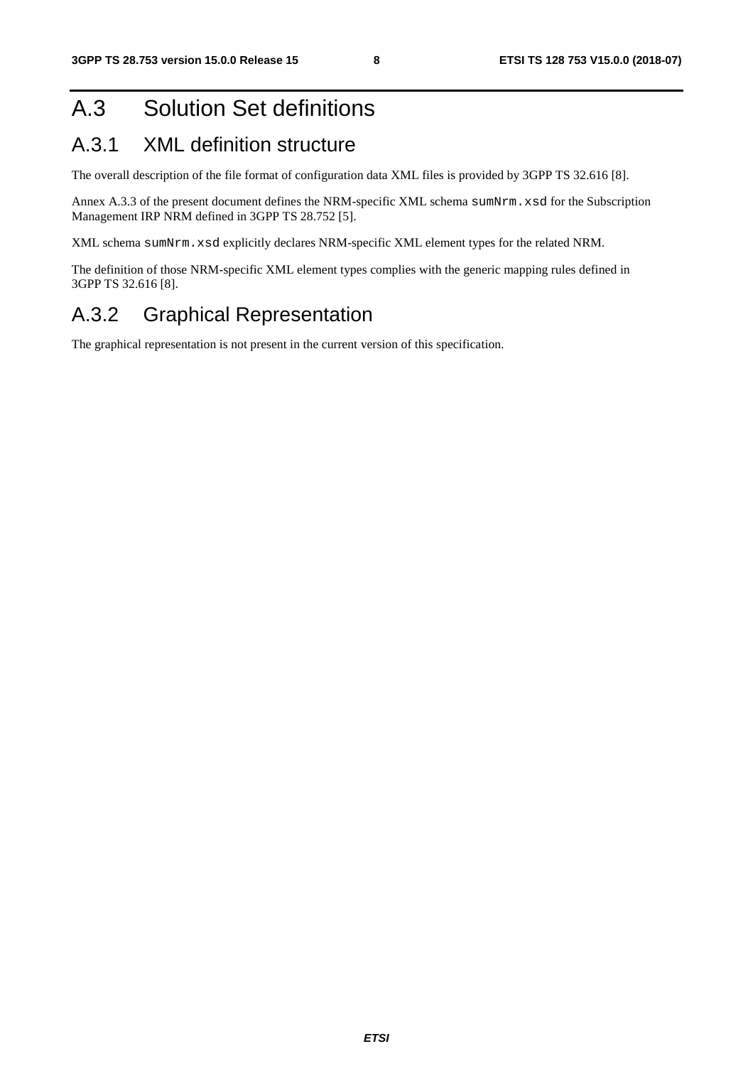# A.3 Solution Set definitions

## A.3.1 XML definition structure

The overall description of the file format of configuration data XML files is provided by 3GPP TS 32.616 [8].

Annex A.3.3 of the present document defines the NRM-specific XML schema `sumNrm.xsd` for the Subscription Management IRP NRM defined in 3GPP TS 28.752 [5].

XML schema `sumNrm.xsd` explicitly declares NRM-specific XML element types for the related NRM.

The definition of those NRM-specific XML element types complies with the generic mapping rules defined in 3GPP TS 32.616 [8].

## A.3.2 Graphical Representation

The graphical representation is not present in the current version of this specification.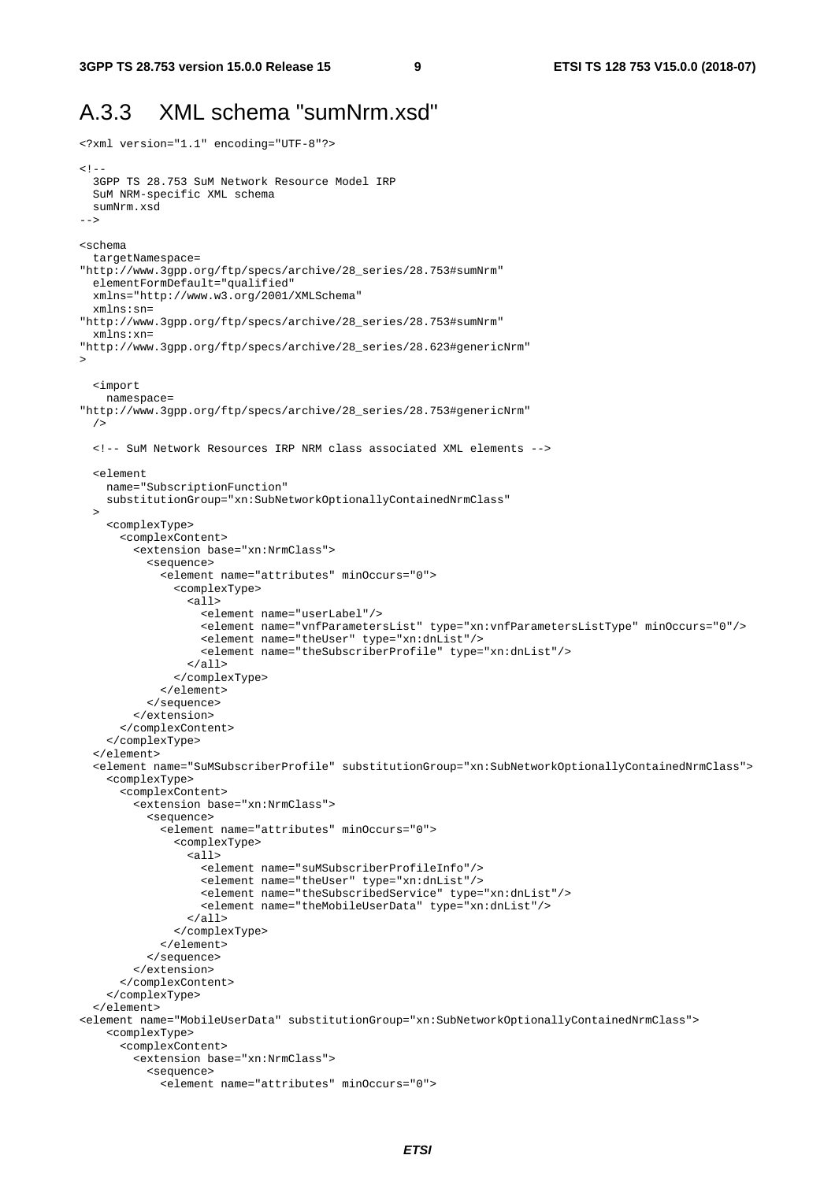## A.3.3 XML schema "sumNrm.xsd"

```
<?xml version="1.1" encoding="UTF-8"?>

<!--
  3GPP TS 28.753 SuM Network Resource Model IRP
  SuM NRM-specific XML schema
  sumNrm.xsd
-->

<schema
  targetNamespace=
"http://www.3gpp.org/ftp/specs/archive/28_series/28.753#sumNrm"
  elementFormDefault="qualified"
  xmlns="http://www.w3.org/2001/XMLSchema"
  xmlns:sn=
"http://www.3gpp.org/ftp/specs/archive/28_series/28.753#sumNrm"
  xmlns:xn=
"http://www.3gpp.org/ftp/specs/archive/28_series/28.623#genericNrm"
>

  <import
    namespace=
"http://www.3gpp.org/ftp/specs/archive/28_series/28.753#genericNrm"
  />

  <!-- SuM Network Resources IRP NRM class associated XML elements -->

  <element
    name="SubscriptionFunction"
    substitutionGroup="xn:SubNetworkOptionallyContainedNrmClass"
  >
    <complexType>
      <complexContent>
        <extension base="xn:NrmClass">
          <sequence>
            <element name="attributes" minOccurs="0">
              <complexType>
                <all>
                  <element name="userLabel"/>
                  <element name="vnfParametersList" type="xn:vnfParametersListType" minOccurs="0"/>
                  <element name="theUser" type="xn:dnList"/>
                  <element name="theSubscriberProfile" type="xn:dnList"/>
                </all>
              </complexType>
            </element>
          </sequence>
        </extension>
      </complexContent>
    </complexType>
  </element>
  <element name="SuMSubscriberProfile" substitutionGroup="xn:SubNetworkOptionallyContainedNrmClass">
    <complexType>
      <complexContent>
        <extension base="xn:NrmClass">
          <sequence>
            <element name="attributes" minOccurs="0">
              <complexType>
                <all>
                  <element name="suMSubscriberProfileInfo"/>
                  <element name="theUser" type="xn:dnList"/>
                  <element name="theSubscribedService" type="xn:dnList"/>
                  <element name="theMobileUserData" type="xn:dnList"/>
                </all>
              </complexType>
            </element>
          </sequence>
        </extension>
      </complexContent>
    </complexType>
  </element>
<element name="MobileUserData" substitutionGroup="xn:SubNetworkOptionallyContainedNrmClass">
    <complexType>
      <complexContent>
        <extension base="xn:NrmClass">
          <sequence>
            <element name="attributes" minOccurs="0">
```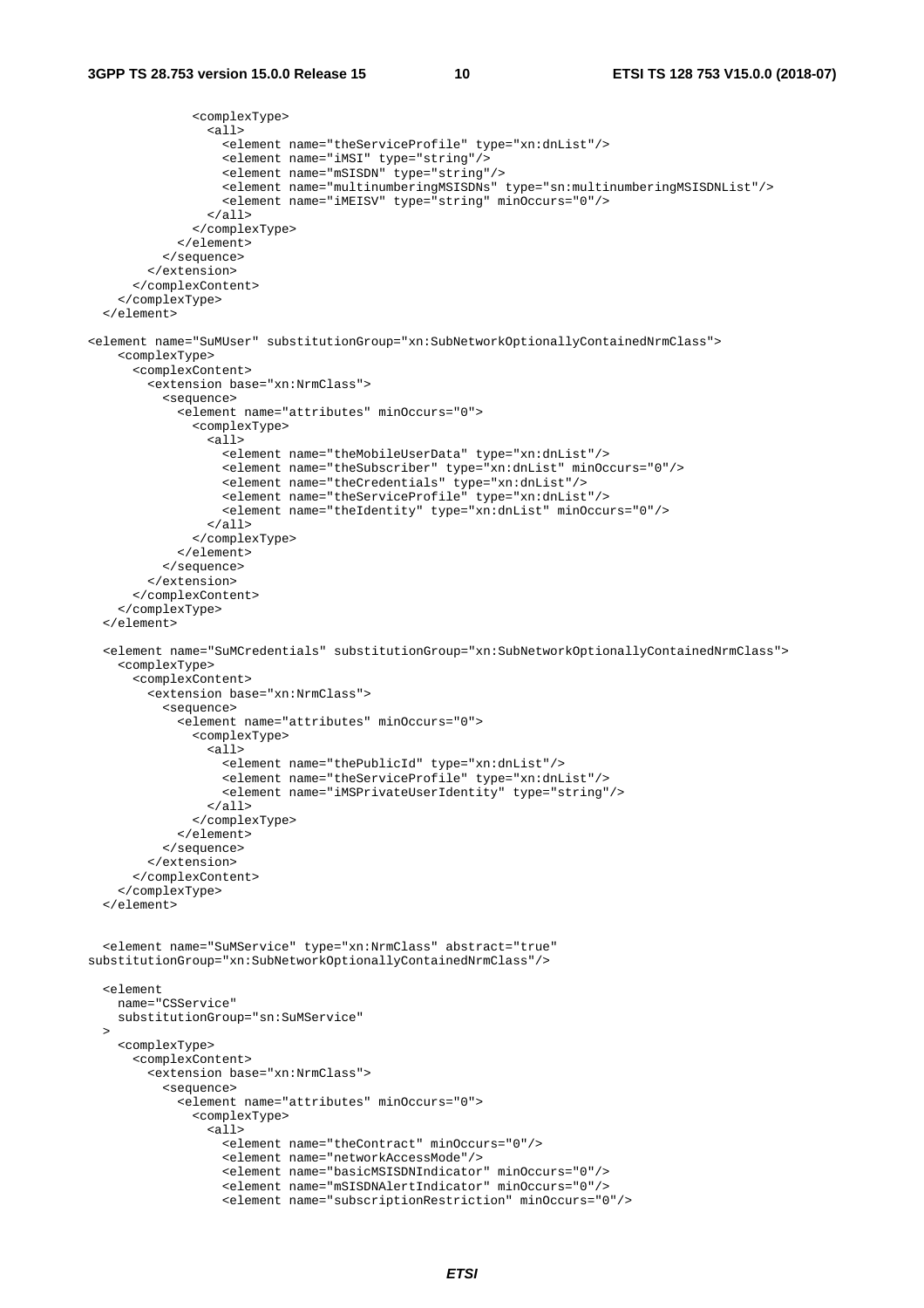```
              <complexType>
                <all>
                  <element name="theServiceProfile" type="xn:dnList"/>
                  <element name="iMSI" type="string"/>
                  <element name="mSISDN" type="string"/>
                  <element name="multinumberingMSISDNs" type="sn:multinumberingMSISDNList"/>
                  <element name="iMEISV" type="string" minOccurs="0"/>
                </all>
              </complexType>
            </element>
          </sequence>
        </extension>
      </complexContent>
    </complexType>
  </element>

<element name="SuMUser" substitutionGroup="xn:SubNetworkOptionallyContainedNrmClass">
    <complexType>
      <complexContent>
        <extension base="xn:NrmClass">
          <sequence>
            <element name="attributes" minOccurs="0">
              <complexType>
                <all>
                  <element name="theMobileUserData" type="xn:dnList"/>
                  <element name="theSubscriber" type="xn:dnList" minOccurs="0"/>
                  <element name="theCredentials" type="xn:dnList"/>
                  <element name="theServiceProfile" type="xn:dnList"/>
                  <element name="theIdentity" type="xn:dnList" minOccurs="0"/>
                </all>
              </complexType>
            </element>
          </sequence>
        </extension>
      </complexContent>
    </complexType>
  </element>

  <element name="SuMCredentials" substitutionGroup="xn:SubNetworkOptionallyContainedNrmClass">
    <complexType>
      <complexContent>
        <extension base="xn:NrmClass">
          <sequence>
            <element name="attributes" minOccurs="0">
              <complexType>
                <all>
                  <element name="thePublicId" type="xn:dnList"/>
                  <element name="theServiceProfile" type="xn:dnList"/>
                  <element name="iMSPrivateUserIdentity" type="string"/>
                </all>
              </complexType>
            </element>
          </sequence>
        </extension>
      </complexContent>
    </complexType>
  </element>


  <element name="SuMService" type="xn:NrmClass" abstract="true"
substitutionGroup="xn:SubNetworkOptionallyContainedNrmClass"/>

  <element
    name="CSService"
    substitutionGroup="sn:SuMService"
  >
    <complexType>
      <complexContent>
        <extension base="xn:NrmClass">
          <sequence>
            <element name="attributes" minOccurs="0">
              <complexType>
                <all>
                  <element name="theContract" minOccurs="0"/>
                  <element name="networkAccessMode"/>
                  <element name="basicMSISDNIndicator" minOccurs="0"/>
                  <element name="mSISDNAlertIndicator" minOccurs="0"/>
                  <element name="subscriptionRestriction" minOccurs="0"/>
```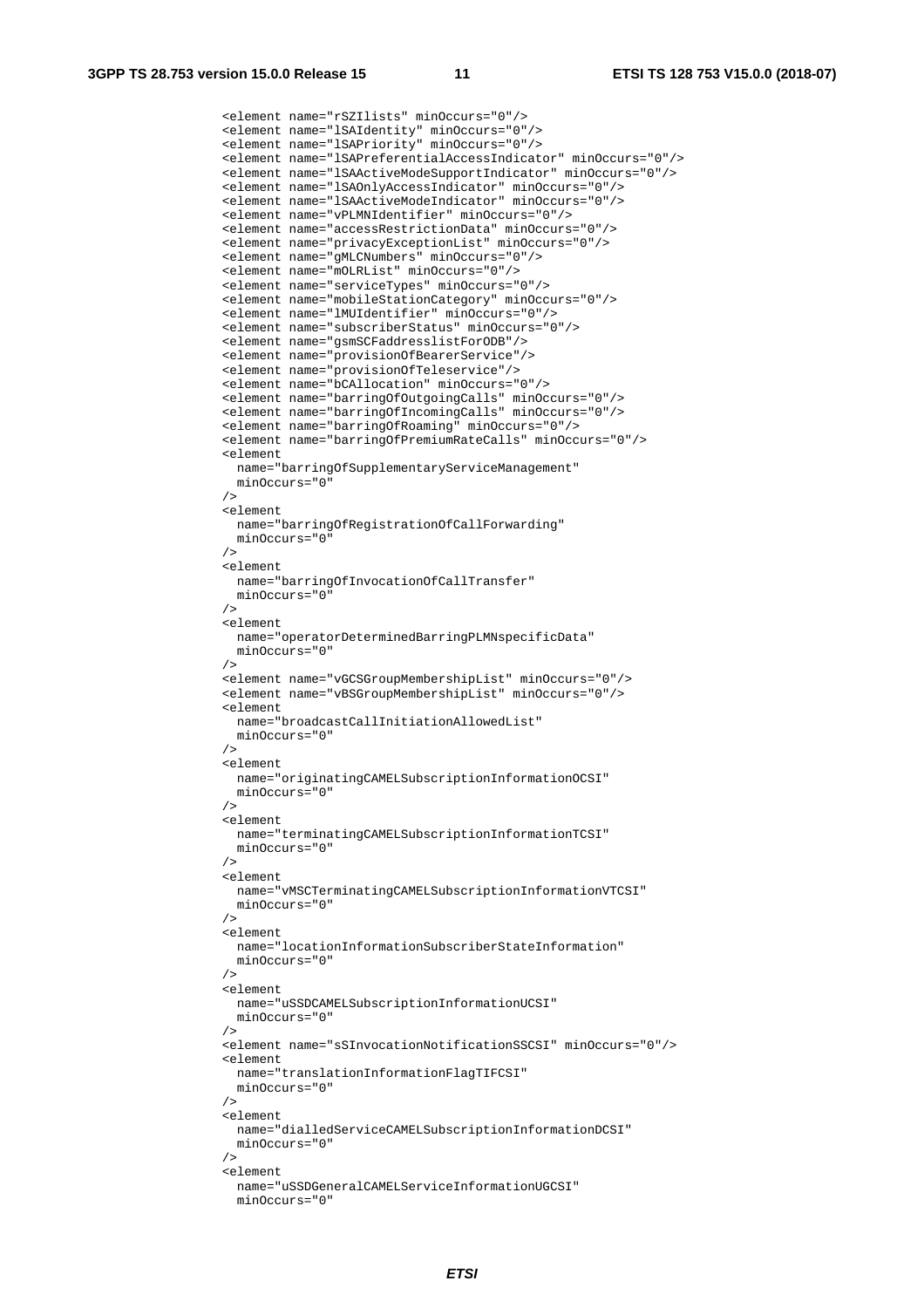```
<element name="rSZIlists" minOccurs="0"/>
<element name="lSAIdentity" minOccurs="0"/>
<element name="lSAPriority" minOccurs="0"/>
<element name="lSAPreferentialAccessIndicator" minOccurs="0"/>
<element name="lSAActiveModeSupportIndicator" minOccurs="0"/>
<element name="lSAOnlyAccessIndicator" minOccurs="0"/>
<element name="lSAActiveModeIndicator" minOccurs="0"/>
<element name="vPLMNIdentifier" minOccurs="0"/>
<element name="accessRestrictionData" minOccurs="0"/>
<element name="privacyExceptionList" minOccurs="0"/>
<element name="gMLCNumbers" minOccurs="0"/>
<element name="mOLRList" minOccurs="0"/>
<element name="serviceTypes" minOccurs="0"/>
<element name="mobileStationCategory" minOccurs="0"/>
<element name="lMUIdentifier" minOccurs="0"/>
<element name="subscriberStatus" minOccurs="0"/>
<element name="gsmSCFaddresslistForODB"/>
<element name="provisionOfBearerService"/>
<element name="provisionOfTeleservice"/>
<element name="bCAllocation" minOccurs="0"/>
<element name="barringOfOutgoingCalls" minOccurs="0"/>
<element name="barringOfIncomingCalls" minOccurs="0"/>
<element name="barringOfRoaming" minOccurs="0"/>
<element name="barringOfPremiumRateCalls" minOccurs="0"/>
<element
  name="barringOfSupplementaryServiceManagement"
  minOccurs="0"
/>
<element
  name="barringOfRegistrationOfCallForwarding"
  minOccurs="0"
/>
<element
  name="barringOfInvocationOfCallTransfer"
  minOccurs="0"
/>
<element
  name="operatorDeterminedBarringPLMNspecificData"
  minOccurs="0"
/>
<element name="vGCSGroupMembershipList" minOccurs="0"/>
<element name="vBSGroupMembershipList" minOccurs="0"/>
<element
  name="broadcastCallInitiationAllowedList"
  minOccurs="0"
/>
<element
  name="originatingCAMELSubscriptionInformationOCSI"
  minOccurs="0"
/>
<element
  name="terminatingCAMELSubscriptionInformationTCSI"
  minOccurs="0"
/>
<element
  name="vMSCTerminatingCAMELSubscriptionInformationVTCSI"
  minOccurs="0"
/>
<element
  name="locationInformationSubscriberStateInformation"
  minOccurs="0"
/>
<element
  name="uSSDCAMELSubscriptionInformationUCSI"
  minOccurs="0"
/>
<element name="sSInvocationNotificationSSCSI" minOccurs="0"/>
<element
  name="translationInformationFlagTIFCSI"
  minOccurs="0"
/>
<element
  name="dialledServiceCAMELSubscriptionInformationDCSI"
  minOccurs="0"
/>
<element
  name="uSSDGeneralCAMELServiceInformationUGCSI"
  minOccurs="0"
```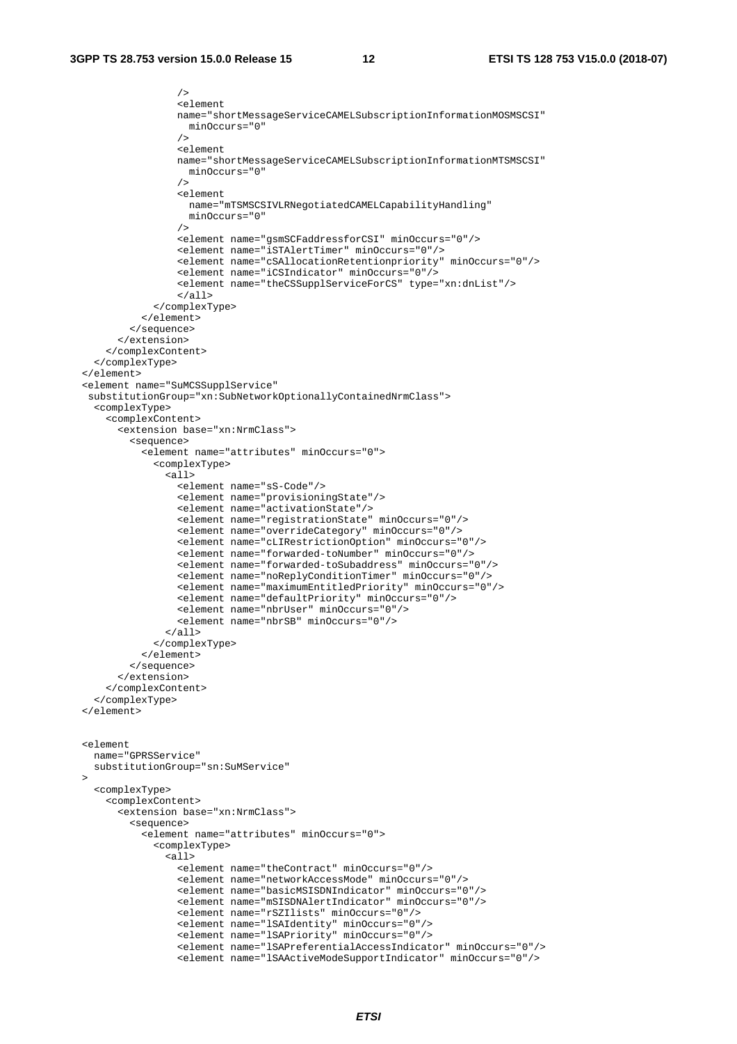```
                />
                <element
                name="shortMessageServiceCAMELSubscriptionInformationMOSMSCSI"
                  minOccurs="0"
                />
                <element
                name="shortMessageServiceCAMELSubscriptionInformationMTSMSCSI"
                  minOccurs="0"
                />
                <element
                  name="mTSMSCSIVLRNegotiatedCAMELCapabilityHandling"
                  minOccurs="0"
                />
                <element name="gsmSCFaddressforCSI" minOccurs="0"/>
                <element name="iSTAlertTimer" minOccurs="0"/>
                <element name="cSAllocationRetentionpriority" minOccurs="0"/>
                <element name="iCSIndicator" minOccurs="0"/>
                <element name="theCSSupplServiceForCS" type="xn:dnList"/>
                </all>
            </complexType>
          </element>
        </sequence>
      </extension>
    </complexContent>
  </complexType>
</element>
<element name="SuMCSSupplService"
 substitutionGroup="xn:SubNetworkOptionallyContainedNrmClass">
  <complexType>
    <complexContent>
      <extension base="xn:NrmClass">
        <sequence>
          <element name="attributes" minOccurs="0">
            <complexType>
              <all>
                <element name="sS-Code"/>
                <element name="provisioningState"/>
                <element name="activationState"/>
                <element name="registrationState" minOccurs="0"/>
                <element name="overrideCategory" minOccurs="0"/>
                <element name="cLIRestrictionOption" minOccurs="0"/>
                <element name="forwarded-toNumber" minOccurs="0"/>
                <element name="forwarded-toSubaddress" minOccurs="0"/>
                <element name="noReplyConditionTimer" minOccurs="0"/>
                <element name="maximumEntitledPriority" minOccurs="0"/>
                <element name="defaultPriority" minOccurs="0"/>
                <element name="nbrUser" minOccurs="0"/>
                <element name="nbrSB" minOccurs="0"/>
              </all>
            </complexType>
          </element>
        </sequence>
      </extension>
    </complexContent>
  </complexType>
</element>


<element
  name="GPRSService"
  substitutionGroup="sn:SuMService"
>
  <complexType>
    <complexContent>
      <extension base="xn:NrmClass">
        <sequence>
          <element name="attributes" minOccurs="0">
            <complexType>
              <all>
                <element name="theContract" minOccurs="0"/>
                <element name="networkAccessMode" minOccurs="0"/>
                <element name="basicMSISDNIndicator" minOccurs="0"/>
                <element name="mSISDNAlertIndicator" minOccurs="0"/>
                <element name="rSZIlists" minOccurs="0"/>
                <element name="lSAIdentity" minOccurs="0"/>
                <element name="lSAPriority" minOccurs="0"/>
                <element name="lSAPreferentialAccessIndicator" minOccurs="0"/>
                <element name="lSAActiveModeSupportIndicator" minOccurs="0"/>
```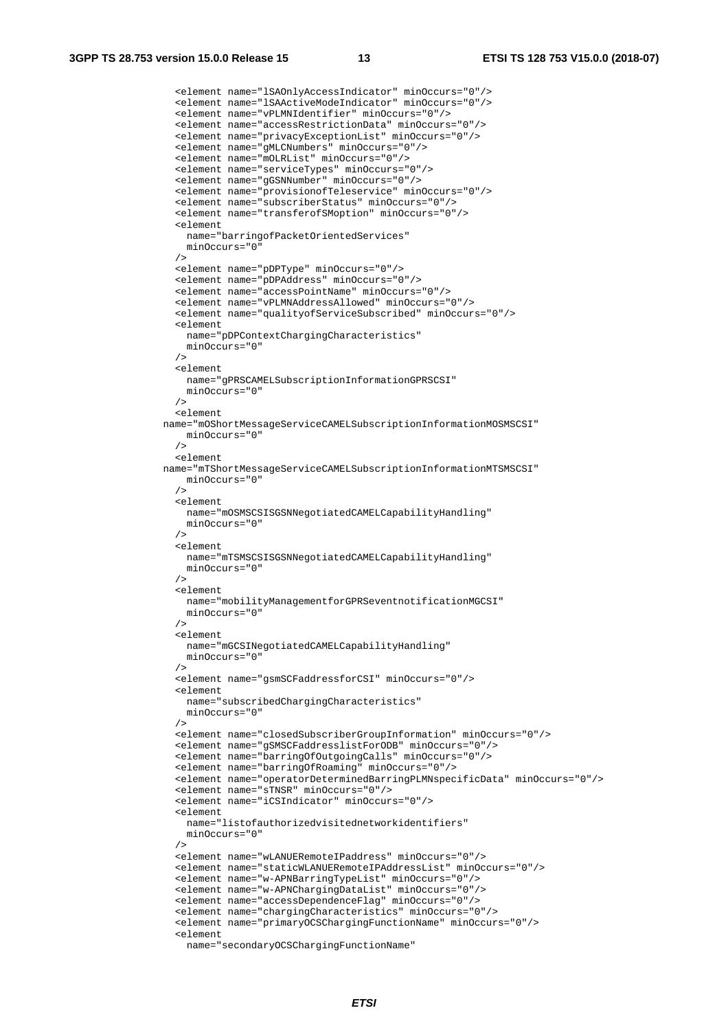```
        <element name="lSAOnlyAccessIndicator" minOccurs="0"/>
        <element name="lSAActiveModeIndicator" minOccurs="0"/>
        <element name="vPLMNIdentifier" minOccurs="0"/>
        <element name="accessRestrictionData" minOccurs="0"/>
        <element name="privacyExceptionList" minOccurs="0"/>
        <element name="gMLCNumbers" minOccurs="0"/>
        <element name="mOLRList" minOccurs="0"/>
        <element name="serviceTypes" minOccurs="0"/>
        <element name="gGSNNumber" minOccurs="0"/>
        <element name="provisionofTeleservice" minOccurs="0"/>
        <element name="subscriberStatus" minOccurs="0"/>
        <element name="transferofSMoption" minOccurs="0"/>
        <element
          name="barringofPacketOrientedServices"
          minOccurs="0"
        />
        <element name="pDPType" minOccurs="0"/>
        <element name="pDPAddress" minOccurs="0"/>
        <element name="accessPointName" minOccurs="0"/>
        <element name="vPLMNAddressAllowed" minOccurs="0"/>
        <element name="qualityofServiceSubscribed" minOccurs="0"/>
        <element
          name="pDPContextChargingCharacteristics"
          minOccurs="0"
        />
        <element
          name="gPRSCAMELSubscriptionInformationGPRSCSI"
          minOccurs="0"
        />
        <element
      name="mOShortMessageServiceCAMELSubscriptionInformationMOSMSCSI"
          minOccurs="0"
        />
        <element
      name="mTShortMessageServiceCAMELSubscriptionInformationMTSMSCSI"
          minOccurs="0"
        />
        <element
          name="mOSMSCSISGSNNegotiatedCAMELCapabilityHandling"
          minOccurs="0"
        />
        <element
          name="mTSMSCSISGSNNegotiatedCAMELCapabilityHandling"
          minOccurs="0"
        />
        <element
          name="mobilityManagementforGPRSeventnotificationMGCSI"
          minOccurs="0"
        />
        <element
          name="mGCSINegotiatedCAMELCapabilityHandling"
          minOccurs="0"
        />
        <element name="gsmSCFaddressforCSI" minOccurs="0"/>
        <element
          name="subscribedChargingCharacteristics"
          minOccurs="0"
        />
        <element name="closedSubscriberGroupInformation" minOccurs="0"/>
        <element name="gSMSCFaddresslistForODB" minOccurs="0"/>
        <element name="barringOfOutgoingCalls" minOccurs="0"/>
        <element name="barringOfRoaming" minOccurs="0"/>
        <element name="operatorDeterminedBarringPLMNspecificData" minOccurs="0"/>
        <element name="sTNSR" minOccurs="0"/>
        <element name="iCSIndicator" minOccurs="0"/>
        <element
          name="listofauthorizedvisitednetworkidentifiers"
          minOccurs="0"
        />
        <element name="wLANUERemoteIPaddress" minOccurs="0"/>
        <element name="staticWLANUERemoteIPAddressList" minOccurs="0"/>
        <element name="w-APNBarringTypeList" minOccurs="0"/>
        <element name="w-APNChargingDataList" minOccurs="0"/>
        <element name="accessDependenceFlag" minOccurs="0"/>
        <element name="chargingCharacteristics" minOccurs="0"/>
        <element name="primaryOCSChargingFunctionName" minOccurs="0"/>
        <element
          name="secondaryOCSChargingFunctionName"
```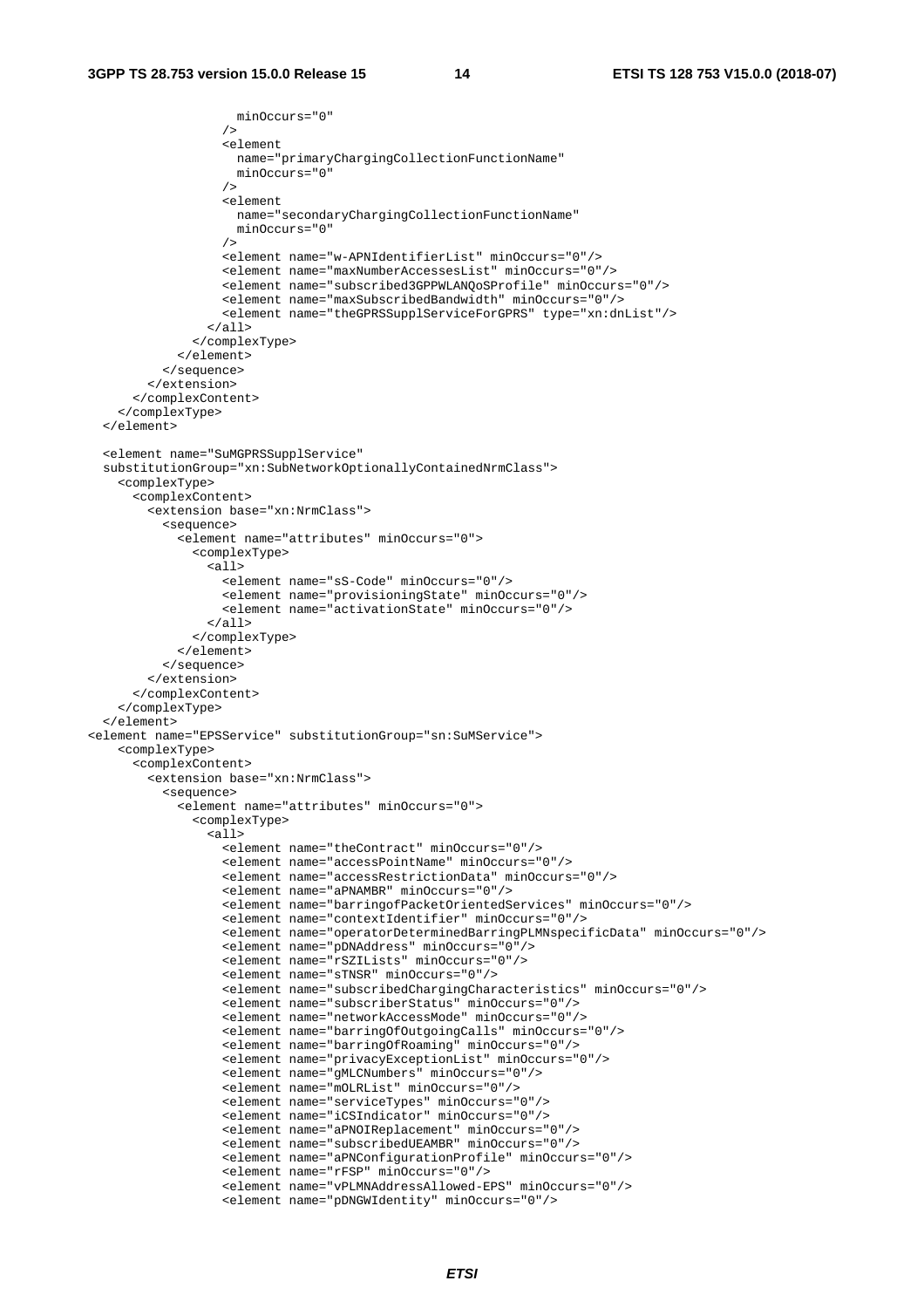```
                  minOccurs="0"
                />
                <element
                  name="primaryChargingCollectionFunctionName"
                  minOccurs="0"
                />
                <element
                  name="secondaryChargingCollectionFunctionName"
                  minOccurs="0"
                />
                <element name="w-APNIdentifierList" minOccurs="0"/>
                <element name="maxNumberAccessesList" minOccurs="0"/>
                <element name="subscribed3GPPWLANQoSProfile" minOccurs="0"/>
                <element name="maxSubscribedBandwidth" minOccurs="0"/>
                <element name="theGPRSSupplServiceForGPRS" type="xn:dnList"/>
              </all>
            </complexType>
          </element>
        </sequence>
      </extension>
    </complexContent>
  </complexType>
</element>

<element name="SuMGPRSSupplService"
substitutionGroup="xn:SubNetworkOptionallyContainedNrmClass">
  <complexType>
    <complexContent>
      <extension base="xn:NrmClass">
        <sequence>
          <element name="attributes" minOccurs="0">
            <complexType>
              <all>
                <element name="sS-Code" minOccurs="0"/>
                <element name="provisioningState" minOccurs="0"/>
                <element name="activationState" minOccurs="0"/>
              </all>
            </complexType>
          </element>
        </sequence>
      </extension>
    </complexContent>
  </complexType>
</element>
<element name="EPSService" substitutionGroup="sn:SuMService">
  <complexType>
    <complexContent>
      <extension base="xn:NrmClass">
        <sequence>
          <element name="attributes" minOccurs="0">
            <complexType>
              <all>
                <element name="theContract" minOccurs="0"/>
                <element name="accessPointName" minOccurs="0"/>
                <element name="accessRestrictionData" minOccurs="0"/>
                <element name="aPNAMBR" minOccurs="0"/>
                <element name="barringofPacketOrientedServices" minOccurs="0"/>
                <element name="contextIdentifier" minOccurs="0"/>
                <element name="operatorDeterminedBarringPLMNspecificData" minOccurs="0"/>
                <element name="pDNAddress" minOccurs="0"/>
                <element name="rSZILists" minOccurs="0"/>
                <element name="sTNSR" minOccurs="0"/>
                <element name="subscribedChargingCharacteristics" minOccurs="0"/>
                <element name="subscriberStatus" minOccurs="0"/>
                <element name="networkAccessMode" minOccurs="0"/>
                <element name="barringOfOutgoingCalls" minOccurs="0"/>
                <element name="barringOfRoaming" minOccurs="0"/>
                <element name="privacyExceptionList" minOccurs="0"/>
                <element name="gMLCNumbers" minOccurs="0"/>
                <element name="mOLRList" minOccurs="0"/>
                <element name="serviceTypes" minOccurs="0"/>
                <element name="iCSIndicator" minOccurs="0"/>
                <element name="aPNOIReplacement" minOccurs="0"/>
                <element name="subscribedUEAMBR" minOccurs="0"/>
                <element name="aPNConfigurationProfile" minOccurs="0"/>
                <element name="rFSP" minOccurs="0"/>
                <element name="vPLMNAddressAllowed-EPS" minOccurs="0"/>
                <element name="pDNGWIdentity" minOccurs="0"/>
```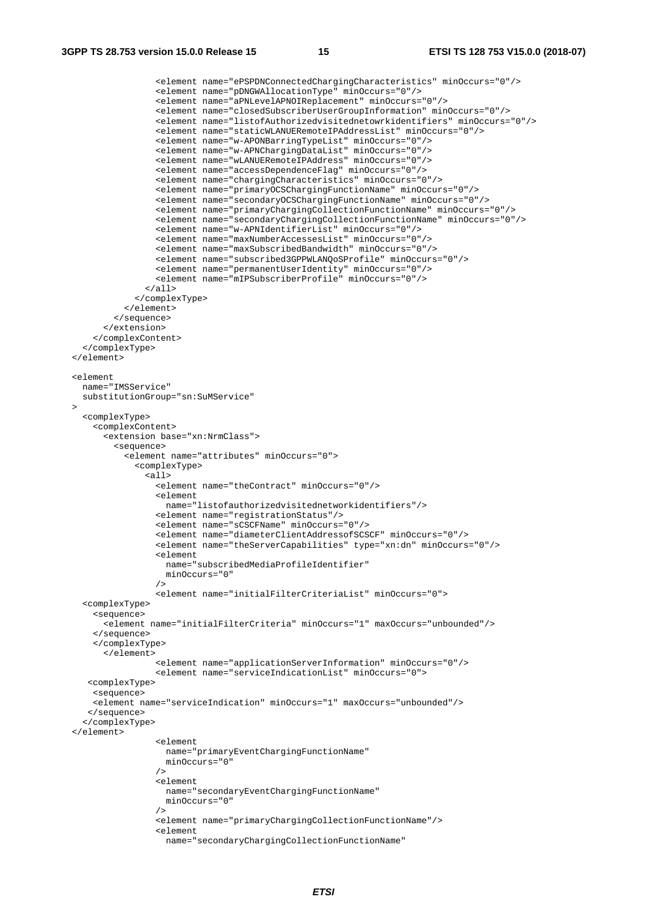```
                <element name="ePSPDNConnectedChargingCharacteristics" minOccurs="0"/>
                <element name="pDNGWAllocationType" minOccurs="0"/>
                <element name="aPNLevelAPNOIReplacement" minOccurs="0"/>
                <element name="closedSubscriberUserGroupInformation" minOccurs="0"/>
                <element name="listofAuthorizedvisitednetowrkidentifiers" minOccurs="0"/>
                <element name="staticWLANUERemoteIPAddressList" minOccurs="0"/>
                <element name="w-APONBarringTypeList" minOccurs="0"/>
                <element name="w-APNChargingDataList" minOccurs="0"/>
                <element name="wLANUERemoteIPAddress" minOccurs="0"/>
                <element name="accessDependenceFlag" minOccurs="0"/>
                <element name="chargingCharacteristics" minOccurs="0"/>
                <element name="primaryOCSChargingFunctionName" minOccurs="0"/>
                <element name="secondaryOCSChargingFunctionName" minOccurs="0"/>
                <element name="primaryChargingCollectionFunctionName" minOccurs="0"/>
                <element name="secondaryChargingCollectionFunctionName" minOccurs="0"/>
                <element name="w-APNIdentifierList" minOccurs="0"/>
                <element name="maxNumberAccessesList" minOccurs="0"/>
                <element name="maxSubscribedBandwidth" minOccurs="0"/>
                <element name="subscribed3GPPWLANQoSProfile" minOccurs="0"/>
                <element name="permanentUserIdentity" minOccurs="0"/>
                <element name="mIPSubscriberProfile" minOccurs="0"/>
              </all>
            </complexType>
          </element>
        </sequence>
      </extension>
    </complexContent>
  </complexType>
</element>

<element
  name="IMSService"
  substitutionGroup="sn:SuMService"
>
  <complexType>
    <complexContent>
      <extension base="xn:NrmClass">
        <sequence>
          <element name="attributes" minOccurs="0">
            <complexType>
              <all>
                <element name="theContract" minOccurs="0"/>
                <element
                  name="listofauthorizedvisitednetworkidentifiers"/>
                <element name="registrationStatus"/>
                <element name="sCSCFName" minOccurs="0"/>
                <element name="diameterClientAddressofSCSCF" minOccurs="0"/>
                <element name="theServerCapabilities" type="xn:dn" minOccurs="0"/>
                <element
                  name="subscribedMediaProfileIdentifier"
                  minOccurs="0"
                />
                <element name="initialFilterCriteriaList" minOccurs="0">
  <complexType>
    <sequence>
      <element name="initialFilterCriteria" minOccurs="1" maxOccurs="unbounded"/>
    </sequence>
    </complexType>
      </element>
                <element name="applicationServerInformation" minOccurs="0"/>
                <element name="serviceIndicationList" minOccurs="0">
   <complexType>
    <sequence>
    <element name="serviceIndication" minOccurs="1" maxOccurs="unbounded"/>
   </sequence>
  </complexType>
</element>
                <element
                  name="primaryEventChargingFunctionName"
                  minOccurs="0"
                />
                <element
                  name="secondaryEventChargingFunctionName"
                  minOccurs="0"
                />
                <element name="primaryChargingCollectionFunctionName"/>
                <element
                  name="secondaryChargingCollectionFunctionName"
```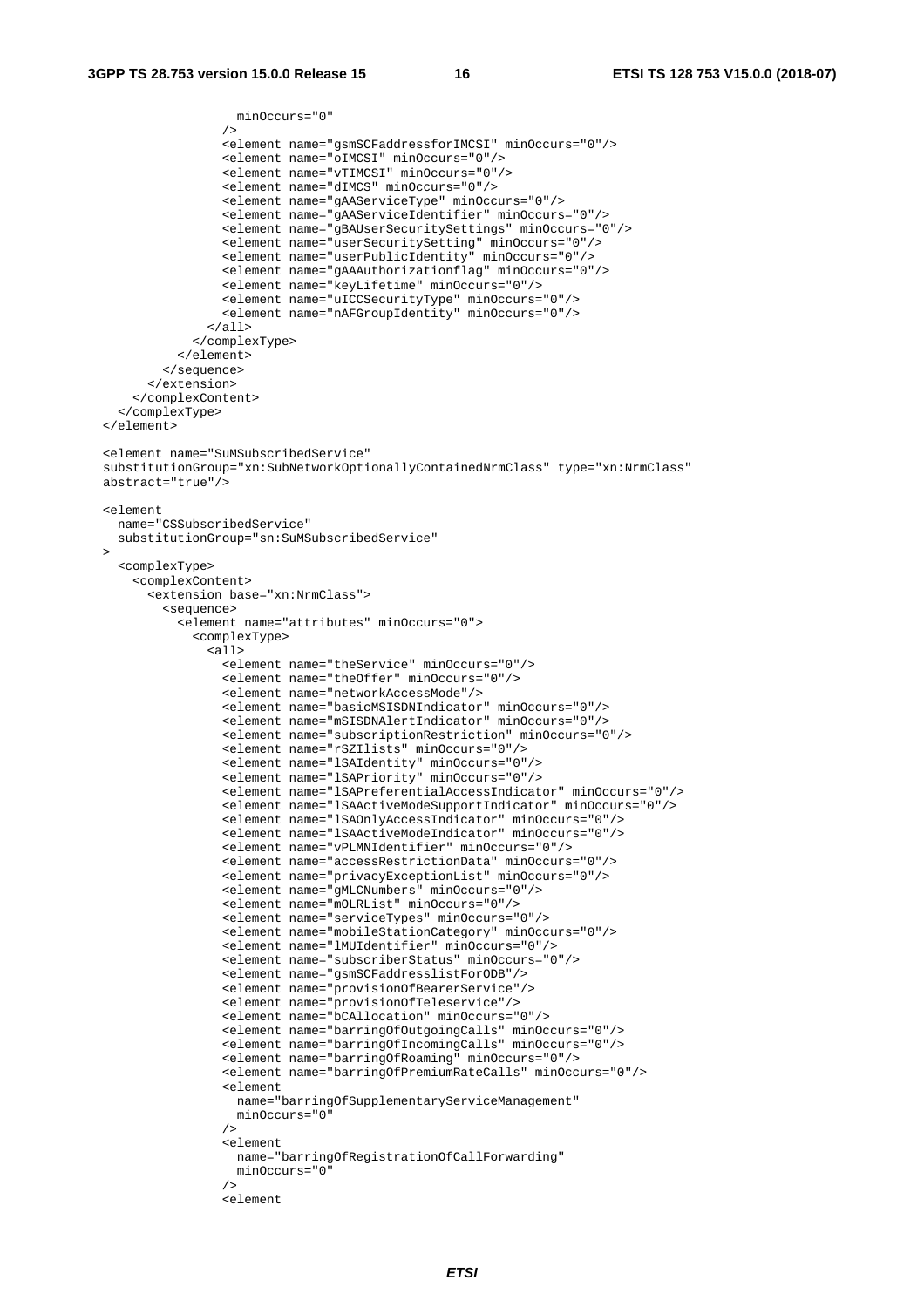```
                minOccurs="0"
              />
              <element name="gsmSCFaddressforIMCSI" minOccurs="0"/>
              <element name="oIMCSI" minOccurs="0"/>
              <element name="vTIMCSI" minOccurs="0"/>
              <element name="dIMCS" minOccurs="0"/>
              <element name="gAAServiceType" minOccurs="0"/>
              <element name="gAAServiceIdentifier" minOccurs="0"/>
              <element name="gBAUserSecuritySettings" minOccurs="0"/>
              <element name="userSecuritySetting" minOccurs="0"/>
              <element name="userPublicIdentity" minOccurs="0"/>
              <element name="gAAAuthorizationflag" minOccurs="0"/>
              <element name="keyLifetime" minOccurs="0"/>
              <element name="uICCSecurityType" minOccurs="0"/>
              <element name="nAFGroupIdentity" minOccurs="0"/>
            </all>
          </complexType>
        </element>
      </sequence>
    </extension>
  </complexContent>
</complexType>
</element>

<element name="SuMSubscribedService"
substitutionGroup="xn:SubNetworkOptionallyContainedNrmClass" type="xn:NrmClass"
abstract="true"/>

<element
  name="CSSubscribedService"
  substitutionGroup="sn:SuMSubscribedService"
>
  <complexType>
    <complexContent>
      <extension base="xn:NrmClass">
        <sequence>
          <element name="attributes" minOccurs="0">
            <complexType>
              <all>
                <element name="theService" minOccurs="0"/>
                <element name="theOffer" minOccurs="0"/>
                <element name="networkAccessMode"/>
                <element name="basicMSISDNIndicator" minOccurs="0"/>
                <element name="mSISDNAlertIndicator" minOccurs="0"/>
                <element name="subscriptionRestriction" minOccurs="0"/>
                <element name="rSZIlists" minOccurs="0"/>
                <element name="lSAIdentity" minOccurs="0"/>
                <element name="lSAPriority" minOccurs="0"/>
                <element name="lSAPreferentialAccessIndicator" minOccurs="0"/>
                <element name="lSAActiveModeSupportIndicator" minOccurs="0"/>
                <element name="lSAOnlyAccessIndicator" minOccurs="0"/>
                <element name="lSAActiveModeIndicator" minOccurs="0"/>
                <element name="vPLMNIdentifier" minOccurs="0"/>
                <element name="accessRestrictionData" minOccurs="0"/>
                <element name="privacyExceptionList" minOccurs="0"/>
                <element name="gMLCNumbers" minOccurs="0"/>
                <element name="mOLRList" minOccurs="0"/>
                <element name="serviceTypes" minOccurs="0"/>
                <element name="mobileStationCategory" minOccurs="0"/>
                <element name="lMUIdentifier" minOccurs="0"/>
                <element name="subscriberStatus" minOccurs="0"/>
                <element name="gsmSCFaddresslistForODB"/>
                <element name="provisionOfBearerService"/>
                <element name="provisionOfTeleservice"/>
                <element name="bCAllocation" minOccurs="0"/>
                <element name="barringOfOutgoingCalls" minOccurs="0"/>
                <element name="barringOfIncomingCalls" minOccurs="0"/>
                <element name="barringOfRoaming" minOccurs="0"/>
                <element name="barringOfPremiumRateCalls" minOccurs="0"/>
                <element
                  name="barringOfSupplementaryServiceManagement"
                  minOccurs="0"
                />
                <element
                  name="barringOfRegistrationOfCallForwarding"
                  minOccurs="0"
                />
                <element
```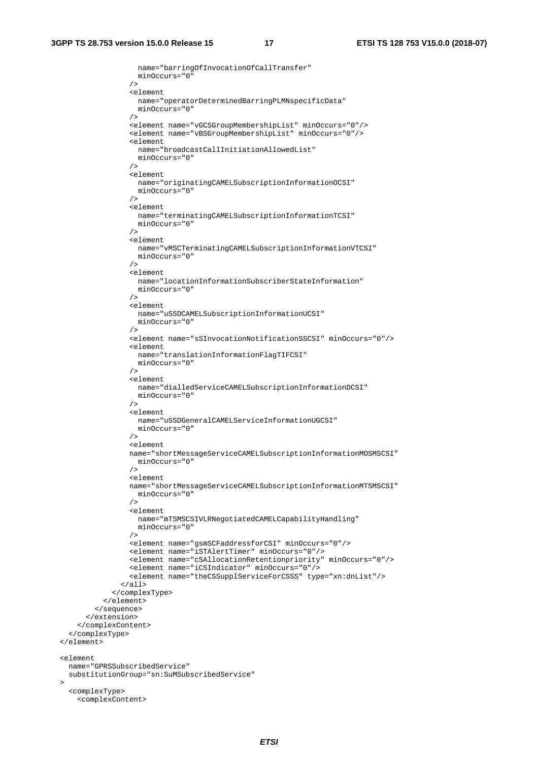```
                  name="barringOfInvocationOfCallTransfer"
                  minOccurs="0"
                />
                <element
                  name="operatorDeterminedBarringPLMNspecificData"
                  minOccurs="0"
                />
                <element name="vGCSGroupMembershipList" minOccurs="0"/>
                <element name="vBSGroupMembershipList" minOccurs="0"/>
                <element
                  name="broadcastCallInitiationAllowedList"
                  minOccurs="0"
                />
                <element
                  name="originatingCAMELSubscriptionInformationOCSI"
                  minOccurs="0"
                />
                <element
                  name="terminatingCAMELSubscriptionInformationTCSI"
                  minOccurs="0"
                />
                <element
                  name="vMSCTerminatingCAMELSubscriptionInformationVTCSI"
                  minOccurs="0"
                />
                <element
                  name="locationInformationSubscriberStateInformation"
                  minOccurs="0"
                />
                <element
                  name="uSSDCAMELSubscriptionInformationUCSI"
                  minOccurs="0"
                />
                <element name="sSInvocationNotificationSSCSI" minOccurs="0"/>
                <element
                  name="translationInformationFlagTIFCSI"
                  minOccurs="0"
                />
                <element
                  name="dialledServiceCAMELSubscriptionInformationDCSI"
                  minOccurs="0"
                />
                <element
                  name="uSSDGeneralCAMELServiceInformationUGCSI"
                  minOccurs="0"
                />
                <element
                name="shortMessageServiceCAMELSubscriptionInformationMOSMSCSI"
                  minOccurs="0"
                />
                <element
                name="shortMessageServiceCAMELSubscriptionInformationMTSMSCSI"
                  minOccurs="0"
                />
                <element
                  name="mTSMSCSIVLRNegotiatedCAMELCapabilityHandling"
                  minOccurs="0"
                />
                <element name="gsmSCFaddressforCSI" minOccurs="0"/>
                <element name="iSTAlertTimer" minOccurs="0"/>
                <element name="cSAllocationRetentionpriority" minOccurs="0"/>
                <element name="iCSIndicator" minOccurs="0"/>
                <element name="theCSSupplServiceForCSSS" type="xn:dnList"/>
              </all>
            </complexType>
          </element>
        </sequence>
      </extension>
    </complexContent>
  </complexType>
</element>

<element
  name="GPRSSubscribedService"
  substitutionGroup="sn:SuMSubscribedService"
>
  <complexType>
    <complexContent>
```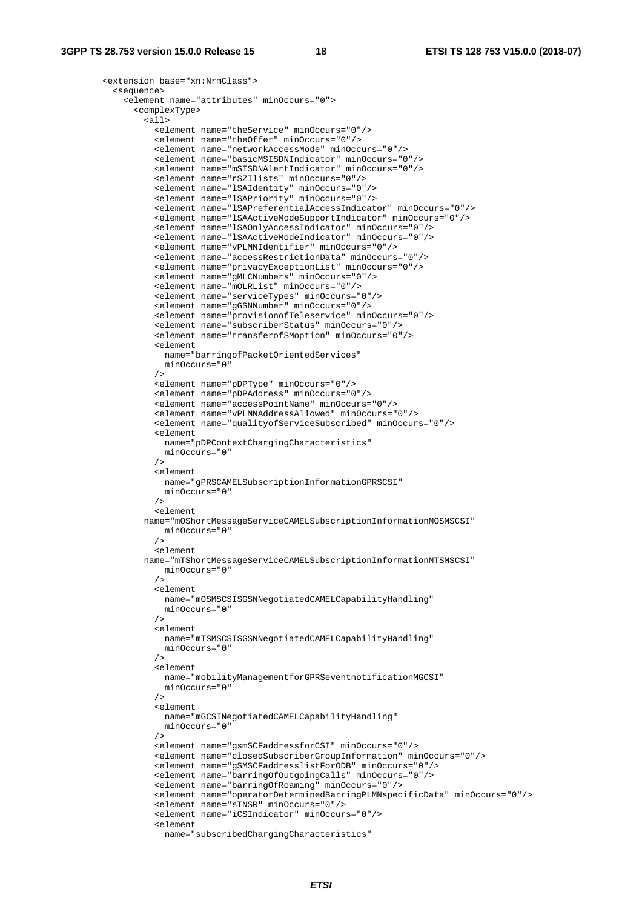```
        <extension base="xn:NrmClass">
          <sequence>
            <element name="attributes" minOccurs="0">
              <complexType>
                <all>
                  <element name="theService" minOccurs="0"/>
                  <element name="theOffer" minOccurs="0"/>
                  <element name="networkAccessMode" minOccurs="0"/>
                  <element name="basicMSISDNIndicator" minOccurs="0"/>
                  <element name="mSISDNAlertIndicator" minOccurs="0"/>
                  <element name="rSZIlists" minOccurs="0"/>
                  <element name="lSAIdentity" minOccurs="0"/>
                  <element name="lSAPriority" minOccurs="0"/>
                  <element name="lSAPreferentialAccessIndicator" minOccurs="0"/>
                  <element name="lSAActiveModeSupportIndicator" minOccurs="0"/>
                  <element name="lSAOnlyAccessIndicator" minOccurs="0"/>
                  <element name="lSAActiveModeIndicator" minOccurs="0"/>
                  <element name="vPLMNIdentifier" minOccurs="0"/>
                  <element name="accessRestrictionData" minOccurs="0"/>
                  <element name="privacyExceptionList" minOccurs="0"/>
                  <element name="gMLCNumbers" minOccurs="0"/>
                  <element name="mOLRList" minOccurs="0"/>
                  <element name="serviceTypes" minOccurs="0"/>
                  <element name="gGSNNumber" minOccurs="0"/>
                  <element name="provisionofTeleservice" minOccurs="0"/>
                  <element name="subscriberStatus" minOccurs="0"/>
                  <element name="transferofSMoption" minOccurs="0"/>
                  <element
                    name="barringofPacketOrientedServices"
                    minOccurs="0"
                  />
                  <element name="pDPType" minOccurs="0"/>
                  <element name="pDPAddress" minOccurs="0"/>
                  <element name="accessPointName" minOccurs="0"/>
                  <element name="vPLMNAddressAllowed" minOccurs="0"/>
                  <element name="qualityofServiceSubscribed" minOccurs="0"/>
                  <element
                    name="pDPContextChargingCharacteristics"
                    minOccurs="0"
                  />
                  <element
                    name="gPRSCAMELSubscriptionInformationGPRSCSI"
                    minOccurs="0"
                  />
                  <element
                 name="mOShortMessageServiceCAMELSubscriptionInformationMOSMSCSI"
                    minOccurs="0"
                  />
                  <element
                 name="mTShortMessageServiceCAMELSubscriptionInformationMTSMSCSI"
                    minOccurs="0"
                  />
                  <element
                    name="mOSMSCSISGSNNegotiatedCAMELCapabilityHandling"
                    minOccurs="0"
                  />
                  <element
                    name="mTSMSCSISGSNNegotiatedCAMELCapabilityHandling"
                    minOccurs="0"
                  />
                  <element
                    name="mobilityManagementforGPRSeventnotificationMGCSI"
                    minOccurs="0"
                  />
                  <element
                    name="mGCSINegotiatedCAMELCapabilityHandling"
                    minOccurs="0"
                  />
                  <element name="gsmSCFaddressforCSI" minOccurs="0"/>
                  <element name="closedSubscriberGroupInformation" minOccurs="0"/>
                  <element name="gSMSCFaddresslistForODB" minOccurs="0"/>
                  <element name="barringOfOutgoingCalls" minOccurs="0"/>
                  <element name="barringOfRoaming" minOccurs="0"/>
                  <element name="operatorDeterminedBarringPLMNspecificData" minOccurs="0"/>
                  <element name="sTNSR" minOccurs="0"/>
                  <element name="iCSIndicator" minOccurs="0"/>
                  <element
                    name="subscribedChargingCharacteristics"
```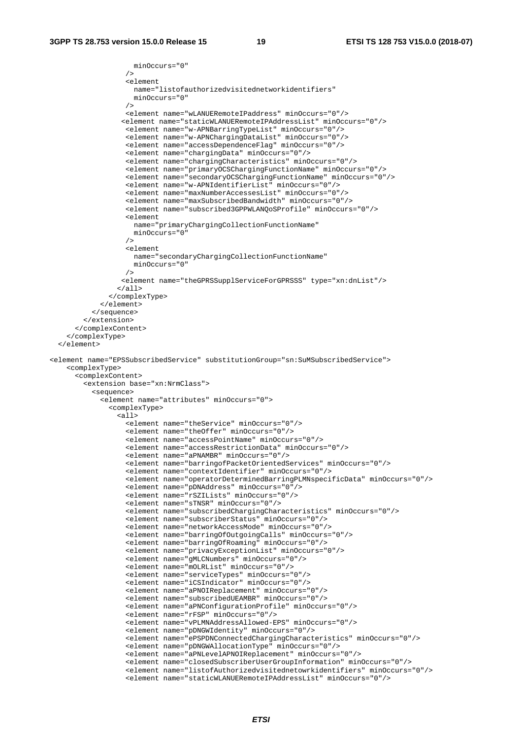```
                    minOccurs="0"
                  />
                  <element
                    name="listofauthorizedvisitednetworkidentifiers"
                    minOccurs="0"
                  />
                  <element name="wLANUERemoteIPaddress" minOccurs="0"/>
                 <element name="staticWLANUERemoteIPAddressList" minOccurs="0"/>
                  <element name="w-APNBarringTypeList" minOccurs="0"/>
                  <element name="w-APNChargingDataList" minOccurs="0"/>
                  <element name="accessDependenceFlag" minOccurs="0"/>
                  <element name="chargingData" minOccurs="0"/>
                  <element name="chargingCharacteristics" minOccurs="0"/>
                  <element name="primaryOCSChargingFunctionName" minOccurs="0"/>
                  <element name="secondaryOCSChargingFunctionName" minOccurs="0"/>
                  <element name="w-APNIdentifierList" minOccurs="0"/>
                  <element name="maxNumberAccessesList" minOccurs="0"/>
                  <element name="maxSubscribedBandwidth" minOccurs="0"/>
                  <element name="subscribed3GPPWLANQoSProfile" minOccurs="0"/>
                  <element
                    name="primaryChargingCollectionFunctionName"
                    minOccurs="0"
                  />
                  <element
                    name="secondaryChargingCollectionFunctionName"
                    minOccurs="0"
                  />
                 <element name="theGPRSSupplServiceForGPRSSS" type="xn:dnList"/>
                </all>
              </complexType>
            </element>
          </sequence>
        </extension>
      </complexContent>
    </complexType>
  </element>

<element name="EPSSubscribedService" substitutionGroup="sn:SuMSubscribedService">
    <complexType>
      <complexContent>
        <extension base="xn:NrmClass">
          <sequence>
            <element name="attributes" minOccurs="0">
              <complexType>
                <all>
                  <element name="theService" minOccurs="0"/>
                  <element name="theOffer" minOccurs="0"/>
                  <element name="accessPointName" minOccurs="0"/>
                  <element name="accessRestrictionData" minOccurs="0"/>
                  <element name="aPNAMBR" minOccurs="0"/>
                  <element name="barringofPacketOrientedServices" minOccurs="0"/>
                  <element name="contextIdentifier" minOccurs="0"/>
                  <element name="operatorDeterminedBarringPLMNspecificData" minOccurs="0"/>
                  <element name="pDNAddress" minOccurs="0"/>
                  <element name="rSZILists" minOccurs="0"/>
                  <element name="sTNSR" minOccurs="0"/>
                  <element name="subscribedChargingCharacteristics" minOccurs="0"/>
                  <element name="subscriberStatus" minOccurs="0"/>
                  <element name="networkAccessMode" minOccurs="0"/>
                  <element name="barringOfOutgoingCalls" minOccurs="0"/>
                  <element name="barringOfRoaming" minOccurs="0"/>
                  <element name="privacyExceptionList" minOccurs="0"/>
                  <element name="gMLCNumbers" minOccurs="0"/>
                  <element name="mOLRList" minOccurs="0"/>
                  <element name="serviceTypes" minOccurs="0"/>
                  <element name="iCSIndicator" minOccurs="0"/>
                  <element name="aPNOIReplacement" minOccurs="0"/>
                  <element name="subscribedUEAMBR" minOccurs="0"/>
                  <element name="aPNConfigurationProfile" minOccurs="0"/>
                  <element name="rFSP" minOccurs="0"/>
                  <element name="vPLMNAddressAllowed-EPS" minOccurs="0"/>
                  <element name="pDNGWIdentity" minOccurs="0"/>
                  <element name="ePSPDNConnectedChargingCharacteristics" minOccurs="0"/>
                  <element name="pDNGWAllocationType" minOccurs="0"/>
                  <element name="aPNLevelAPNOIReplacement" minOccurs="0"/>
                  <element name="closedSubscriberUserGroupInformation" minOccurs="0"/>
                  <element name="listofAuthorizedvisitednetowrkidentifiers" minOccurs="0"/>
                  <element name="staticWLANUERemoteIPAddressList" minOccurs="0"/>
```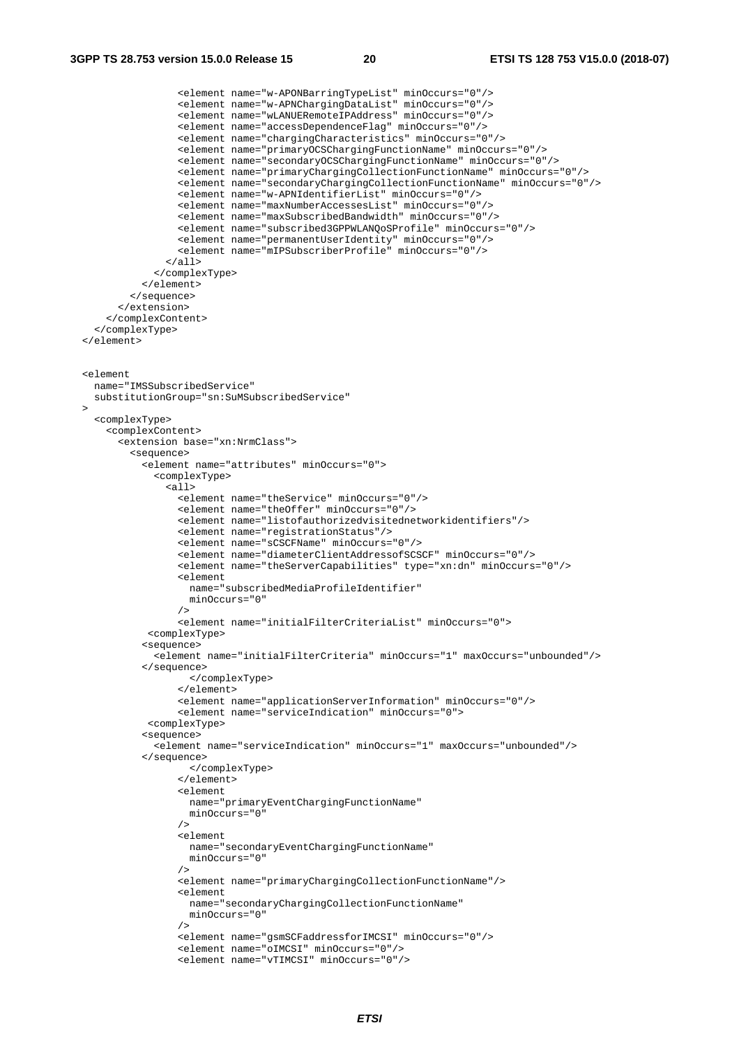```
                <element name="w-APONBarringTypeList" minOccurs="0"/>
                <element name="w-APNChargingDataList" minOccurs="0"/>
                <element name="wLANUERemoteIPAddress" minOccurs="0"/>
                <element name="accessDependenceFlag" minOccurs="0"/>
                <element name="chargingCharacteristics" minOccurs="0"/>
                <element name="primaryOCSChargingFunctionName" minOccurs="0"/>
                <element name="secondaryOCSChargingFunctionName" minOccurs="0"/>
                <element name="primaryChargingCollectionFunctionName" minOccurs="0"/>
                <element name="secondaryChargingCollectionFunctionName" minOccurs="0"/>
                <element name="w-APNIdentifierList" minOccurs="0"/>
                <element name="maxNumberAccessesList" minOccurs="0"/>
                <element name="maxSubscribedBandwidth" minOccurs="0"/>
                <element name="subscribed3GPPWLANQoSProfile" minOccurs="0"/>
                <element name="permanentUserIdentity" minOccurs="0"/>
                <element name="mIPSubscriberProfile" minOccurs="0"/>
              </all>
            </complexType>
          </element>
        </sequence>
      </extension>
    </complexContent>
  </complexType>
</element>


<element
  name="IMSSubscribedService"
  substitutionGroup="sn:SuMSubscribedService"
>
  <complexType>
    <complexContent>
      <extension base="xn:NrmClass">
        <sequence>
          <element name="attributes" minOccurs="0">
            <complexType>
              <all>
                <element name="theService" minOccurs="0"/>
                <element name="theOffer" minOccurs="0"/>
                <element name="listofauthorizedvisitednetworkidentifiers"/>
                <element name="registrationStatus"/>
                <element name="sCSCFName" minOccurs="0"/>
                <element name="diameterClientAddressofSCSCF" minOccurs="0"/>
                <element name="theServerCapabilities" type="xn:dn" minOccurs="0"/>
                <element
                  name="subscribedMediaProfileIdentifier"
                  minOccurs="0"
                />
                <element name="initialFilterCriteriaList" minOccurs="0">
           <complexType>
          <sequence>
            <element name="initialFilterCriteria" minOccurs="1" maxOccurs="unbounded"/>
          </sequence>
                    </complexType>
                </element>
                <element name="applicationServerInformation" minOccurs="0"/>
                <element name="serviceIndication" minOccurs="0">
           <complexType>
          <sequence>
            <element name="serviceIndication" minOccurs="1" maxOccurs="unbounded"/>
          </sequence>
                    </complexType>
                </element>
                <element
                  name="primaryEventChargingFunctionName"
                  minOccurs="0"
                />
                <element
                  name="secondaryEventChargingFunctionName"
                  minOccurs="0"
                />
                <element name="primaryChargingCollectionFunctionName"/>
                <element
                  name="secondaryChargingCollectionFunctionName"
                  minOccurs="0"
                />
                <element name="gsmSCFaddressforIMCSI" minOccurs="0"/>
                <element name="oIMCSI" minOccurs="0"/>
                <element name="vTIMCSI" minOccurs="0"/>
```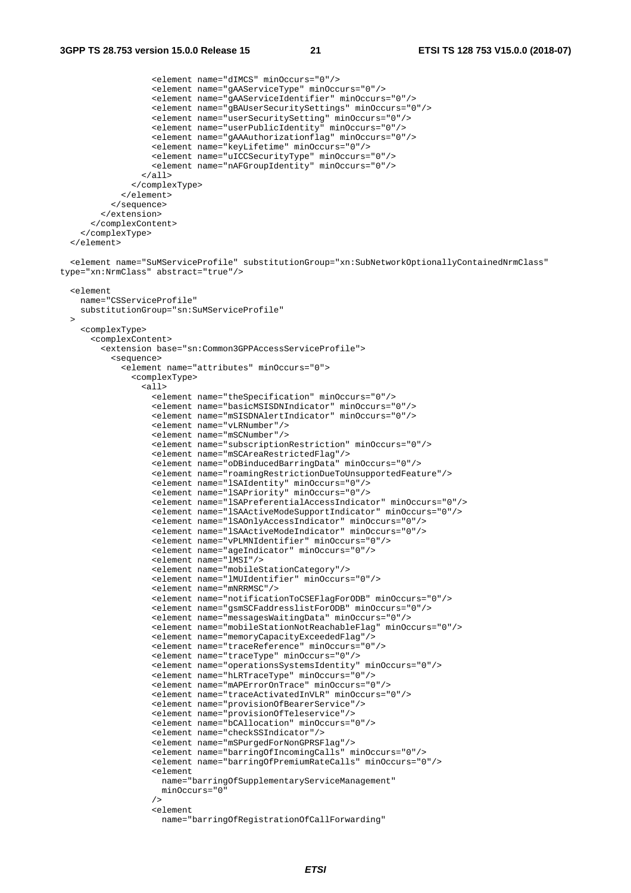```
                <element name="dIMCS" minOccurs="0"/>
                <element name="gAAServiceType" minOccurs="0"/>
                <element name="gAAServiceIdentifier" minOccurs="0"/>
                <element name="gBAUserSecuritySettings" minOccurs="0"/>
                <element name="userSecuritySetting" minOccurs="0"/>
                <element name="userPublicIdentity" minOccurs="0"/>
                <element name="gAAAuthorizationflag" minOccurs="0"/>
                <element name="keyLifetime" minOccurs="0"/>
                <element name="uICCSecurityType" minOccurs="0"/>
                <element name="nAFGroupIdentity" minOccurs="0"/>
              </all>
            </complexType>
          </element>
        </sequence>
      </extension>
    </complexContent>
  </complexType>
</element>

<element name="SuMServiceProfile" substitutionGroup="xn:SubNetworkOptionallyContainedNrmClass"
type="xn:NrmClass" abstract="true"/>

<element
  name="CSServiceProfile"
  substitutionGroup="sn:SuMServiceProfile"
>
  <complexType>
    <complexContent>
      <extension base="sn:Common3GPPAccessServiceProfile">
        <sequence>
          <element name="attributes" minOccurs="0">
            <complexType>
              <all>
                <element name="theSpecification" minOccurs="0"/>
                <element name="basicMSISDNIndicator" minOccurs="0"/>
                <element name="mSISDNAlertIndicator" minOccurs="0"/>
                <element name="vLRNumber"/>
                <element name="mSCNumber"/>
                <element name="subscriptionRestriction" minOccurs="0"/>
                <element name="mSCAreaRestrictedFlag"/>
                <element name="oDBinducedBarringData" minOccurs="0"/>
                <element name="roamingRestrictionDueToUnsupportedFeature"/>
                <element name="lSAIdentity" minOccurs="0"/>
                <element name="lSAPriority" minOccurs="0"/>
                <element name="lSAPreferentialAccessIndicator" minOccurs="0"/>
                <element name="lSAActiveModeSupportIndicator" minOccurs="0"/>
                <element name="lSAOnlyAccessIndicator" minOccurs="0"/>
                <element name="lSAActiveModeIndicator" minOccurs="0"/>
                <element name="vPLMNIdentifier" minOccurs="0"/>
                <element name="ageIndicator" minOccurs="0"/>
                <element name="lMSI"/>
                <element name="mobileStationCategory"/>
                <element name="lMUIdentifier" minOccurs="0"/>
                <element name="mNRRMSC"/>
                <element name="notificationToCSEFlagForODB" minOccurs="0"/>
                <element name="gsmSCFaddresslistForODB" minOccurs="0"/>
                <element name="messagesWaitingData" minOccurs="0"/>
                <element name="mobileStationNotReachableFlag" minOccurs="0"/>
                <element name="memoryCapacityExceededFlag"/>
                <element name="traceReference" minOccurs="0"/>
                <element name="traceType" minOccurs="0"/>
                <element name="operationsSystemsIdentity" minOccurs="0"/>
                <element name="hLRTraceType" minOccurs="0"/>
                <element name="mAPErrorOnTrace" minOccurs="0"/>
                <element name="traceActivatedInVLR" minOccurs="0"/>
                <element name="provisionOfBearerService"/>
                <element name="provisionOfTeleservice"/>
                <element name="bCAllocation" minOccurs="0"/>
                <element name="checkSSIndicator"/>
                <element name="mSPurgedForNonGPRSFlag"/>
                <element name="barringOfIncomingCalls" minOccurs="0"/>
                <element name="barringOfPremiumRateCalls" minOccurs="0"/>
                <element
                  name="barringOfSupplementaryServiceManagement"
                  minOccurs="0"
                />
                <element
                  name="barringOfRegistrationOfCallForwarding"
```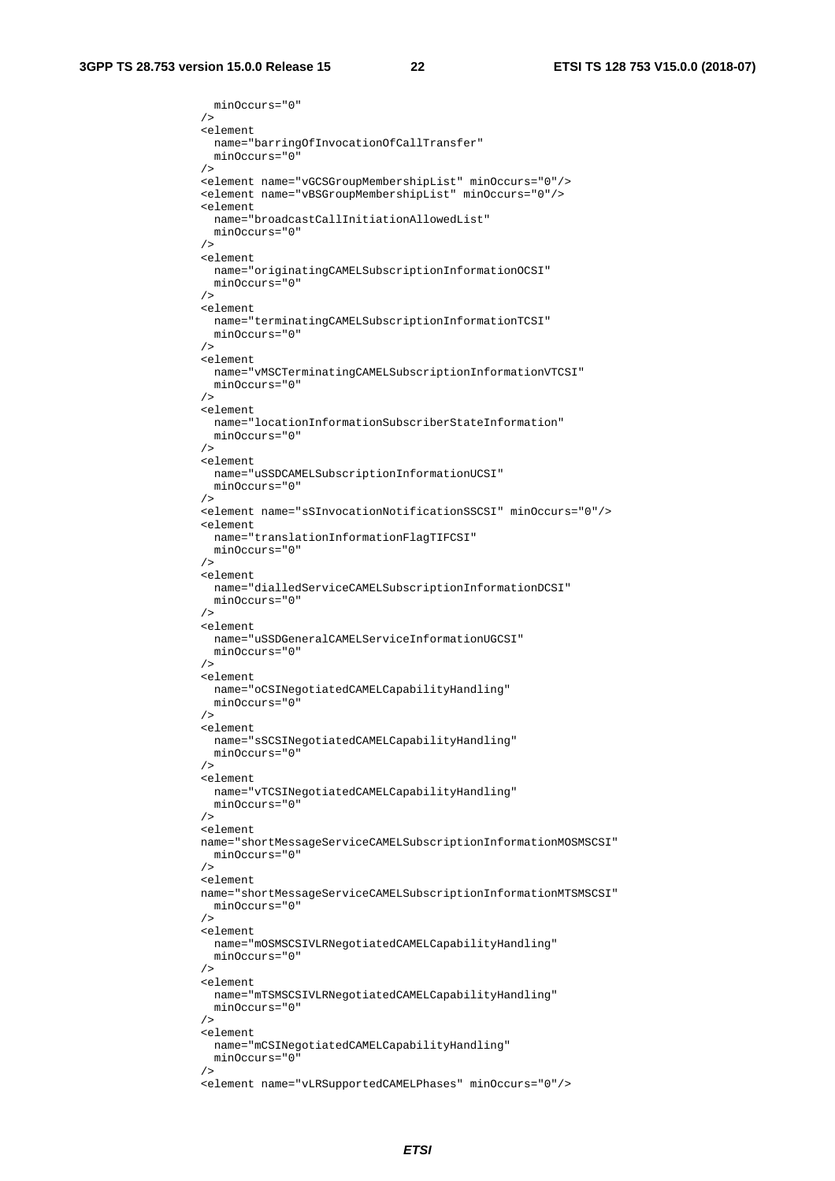```
    minOccurs="0"
  />
  <element
    name="barringOfInvocationOfCallTransfer"
    minOccurs="0"
  />
  <element name="vGCSGroupMembershipList" minOccurs="0"/>
  <element name="vBSGroupMembershipList" minOccurs="0"/>
  <element
    name="broadcastCallInitiationAllowedList"
    minOccurs="0"
  />
  <element
    name="originatingCAMELSubscriptionInformationOCSI"
    minOccurs="0"
  />
  <element
    name="terminatingCAMELSubscriptionInformationTCSI"
    minOccurs="0"
  />
  <element
    name="vMSCTerminatingCAMELSubscriptionInformationVTCSI"
    minOccurs="0"
  />
  <element
    name="locationInformationSubscriberStateInformation"
    minOccurs="0"
  />
  <element
    name="uSSDCAMELSubscriptionInformationUCSI"
    minOccurs="0"
  />
  <element name="sSInvocationNotificationSSCSI" minOccurs="0"/>
  <element
    name="translationInformationFlagTIFCSI"
    minOccurs="0"
  />
  <element
    name="dialledServiceCAMELSubscriptionInformationDCSI"
    minOccurs="0"
  />
  <element
    name="uSSDGeneralCAMELServiceInformationUGCSI"
    minOccurs="0"
  />
  <element
    name="oCSINegotiatedCAMELCapabilityHandling"
    minOccurs="0"
  />
  <element
    name="sSCSINegotiatedCAMELCapabilityHandling"
    minOccurs="0"
  />
  <element
    name="vTCSINegotiatedCAMELCapabilityHandling"
    minOccurs="0"
  />
  <element
  name="shortMessageServiceCAMELSubscriptionInformationMOSMSCSI"
    minOccurs="0"
  />
  <element
  name="shortMessageServiceCAMELSubscriptionInformationMTSMSCSI"
    minOccurs="0"
  />
  <element
    name="mOSMSCSIVLRNegotiatedCAMELCapabilityHandling"
    minOccurs="0"
  />
  <element
    name="mTSMSCSIVLRNegotiatedCAMELCapabilityHandling"
    minOccurs="0"
  />
  <element
    name="mCSINegotiatedCAMELCapabilityHandling"
    minOccurs="0"
  />
  <element name="vLRSupportedCAMELPhases" minOccurs="0"/>
```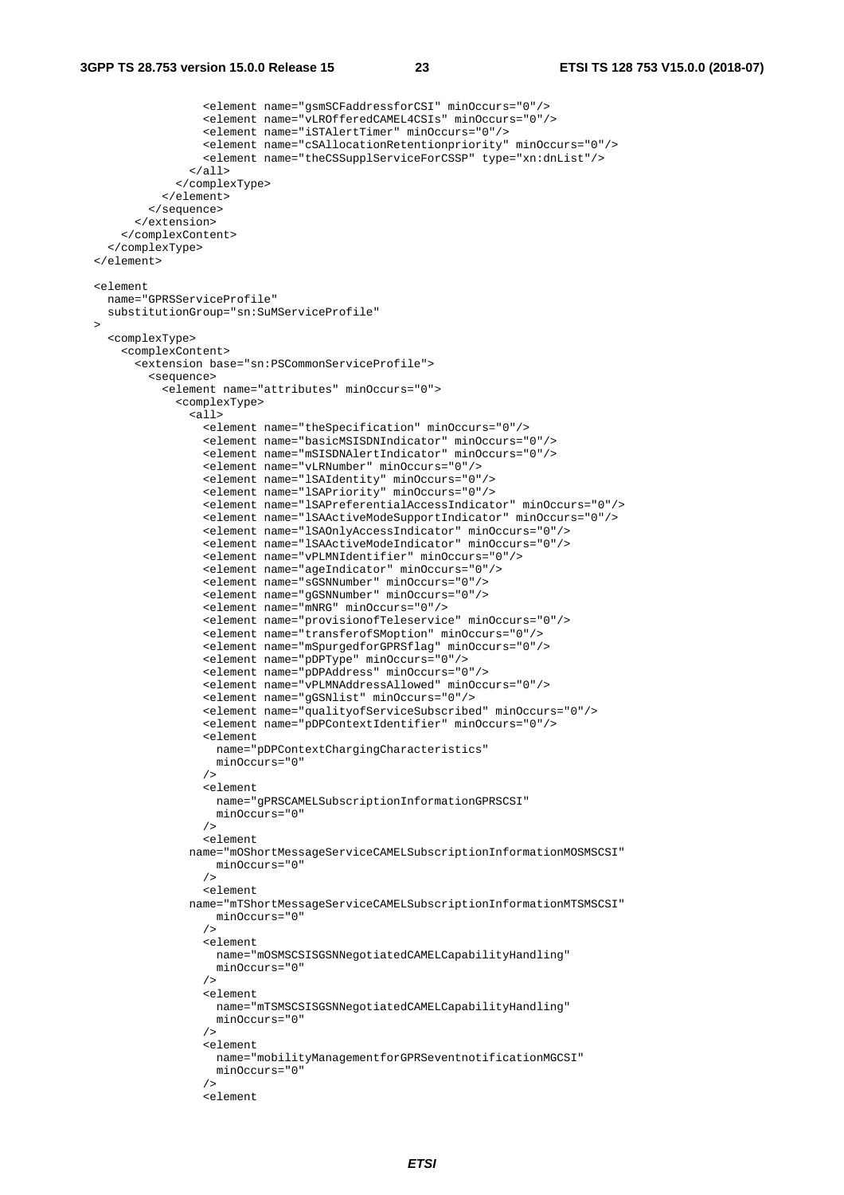```
                <element name="gsmSCFaddressforCSI" minOccurs="0"/>
                <element name="vLROfferedCAMEL4CSIs" minOccurs="0"/>
                <element name="iSTAlertTimer" minOccurs="0"/>
                <element name="cSAllocationRetentionpriority" minOccurs="0"/>
                <element name="theCSSupplServiceForCSSP" type="xn:dnList"/>
              </all>
            </complexType>
          </element>
        </sequence>
      </extension>
    </complexContent>
  </complexType>
</element>

<element
  name="GPRSServiceProfile"
  substitutionGroup="sn:SuMServiceProfile"
>
  <complexType>
    <complexContent>
      <extension base="sn:PSCommonServiceProfile">
        <sequence>
          <element name="attributes" minOccurs="0">
            <complexType>
              <all>
                <element name="theSpecification" minOccurs="0"/>
                <element name="basicMSISDNIndicator" minOccurs="0"/>
                <element name="mSISDNAlertIndicator" minOccurs="0"/>
                <element name="vLRNumber" minOccurs="0"/>
                <element name="lSAIdentity" minOccurs="0"/>
                <element name="lSAPriority" minOccurs="0"/>
                <element name="lSAPreferentialAccessIndicator" minOccurs="0"/>
                <element name="lSAActiveModeSupportIndicator" minOccurs="0"/>
                <element name="lSAOnlyAccessIndicator" minOccurs="0"/>
                <element name="lSAActiveModeIndicator" minOccurs="0"/>
                <element name="vPLMNIdentifier" minOccurs="0"/>
                <element name="ageIndicator" minOccurs="0"/>
                <element name="sGSNNumber" minOccurs="0"/>
                <element name="gGSNNumber" minOccurs="0"/>
                <element name="mNRG" minOccurs="0"/>
                <element name="provisionofTeleservice" minOccurs="0"/>
                <element name="transferofSMoption" minOccurs="0"/>
                <element name="mSpurgedforGPRSflag" minOccurs="0"/>
                <element name="pDPType" minOccurs="0"/>
                <element name="pDPAddress" minOccurs="0"/>
                <element name="vPLMNAddressAllowed" minOccurs="0"/>
                <element name="gGSNlist" minOccurs="0"/>
                <element name="qualityofServiceSubscribed" minOccurs="0"/>
                <element name="pDPContextIdentifier" minOccurs="0"/>
                <element
                  name="pDPContextChargingCharacteristics"
                  minOccurs="0"
                />
                <element
                  name="gPRSCAMELSubscriptionInformationGPRSCSI"
                  minOccurs="0"
                />
                <element
              name="mOShortMessageServiceCAMELSubscriptionInformationMOSMSCSI"
                  minOccurs="0"
                />
                <element
              name="mTShortMessageServiceCAMELSubscriptionInformationMTSMSCSI"
                  minOccurs="0"
                />
                <element
                  name="mOSMSCSISGSNNegotiatedCAMELCapabilityHandling"
                  minOccurs="0"
                />
                <element
                  name="mTSMSCSISGSNNegotiatedCAMELCapabilityHandling"
                  minOccurs="0"
                />
                <element
                  name="mobilityManagementforGPRSeventnotificationMGCSI"
                  minOccurs="0"
                />
                <element
```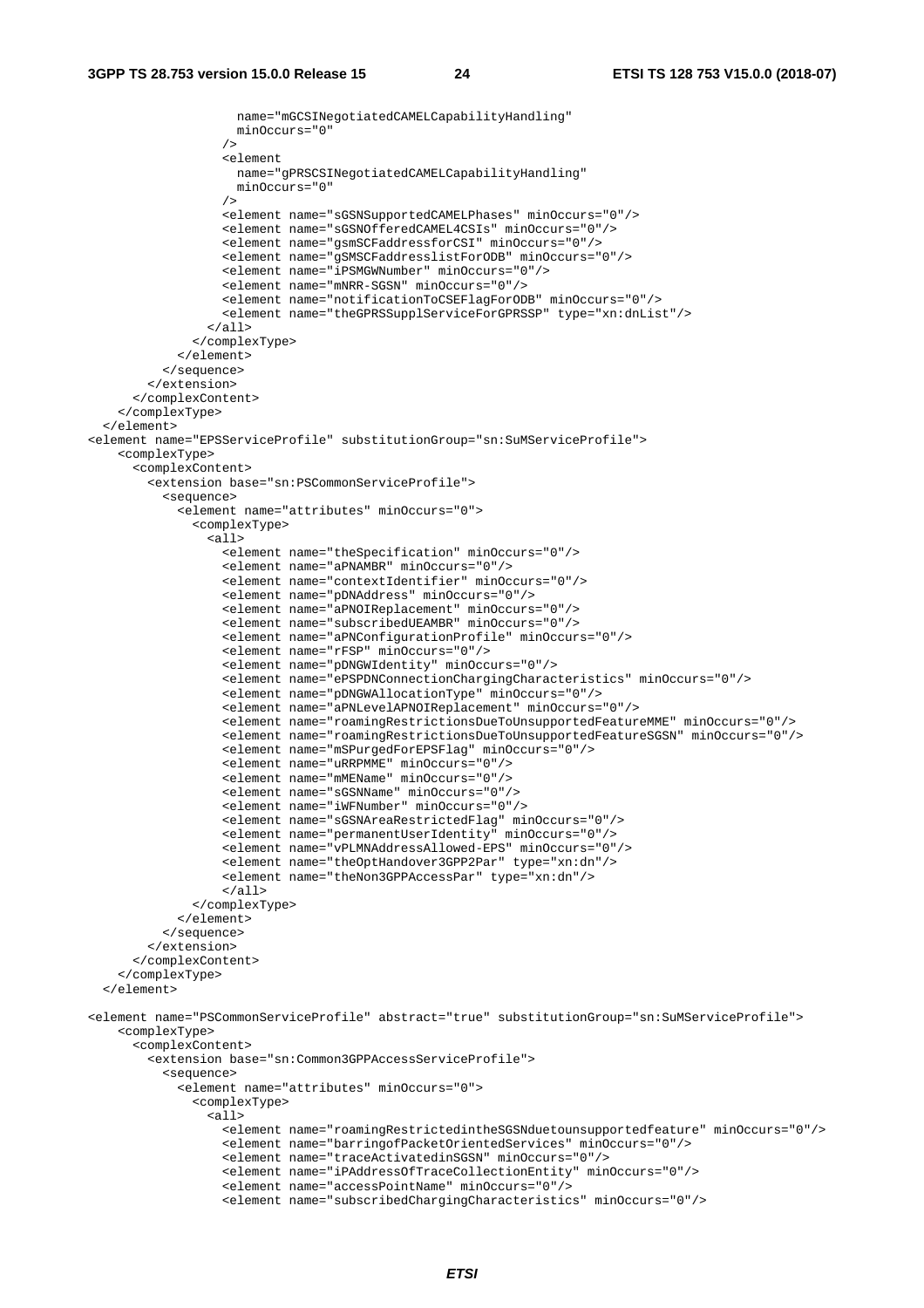```
                    name="mGCSINegotiatedCAMELCapabilityHandling"
                    minOccurs="0"
                  />
                  <element
                    name="gPRSCSINegotiatedCAMELCapabilityHandling"
                    minOccurs="0"
                  />
                  <element name="sGSNSupportedCAMELPhases" minOccurs="0"/>
                  <element name="sGSNOfferedCAMEL4CSIs" minOccurs="0"/>
                  <element name="gsmSCFaddressforCSI" minOccurs="0"/>
                  <element name="gSMSCFaddresslistForODB" minOccurs="0"/>
                  <element name="iPSMGWNumber" minOccurs="0"/>
                  <element name="mNRR-SGSN" minOccurs="0"/>
                  <element name="notificationToCSEFlagForODB" minOccurs="0"/>
                  <element name="theGPRSSupplServiceForGPRSSP" type="xn:dnList"/>
                </all>
              </complexType>
            </element>
          </sequence>
        </extension>
      </complexContent>
    </complexType>
  </element>
<element name="EPSServiceProfile" substitutionGroup="sn:SuMServiceProfile">
    <complexType>
      <complexContent>
        <extension base="sn:PSCommonServiceProfile">
          <sequence>
            <element name="attributes" minOccurs="0">
              <complexType>
                <all>
                  <element name="theSpecification" minOccurs="0"/>
                  <element name="aPNAMBR" minOccurs="0"/>
                  <element name="contextIdentifier" minOccurs="0"/>
                  <element name="pDNAddress" minOccurs="0"/>
                  <element name="aPNOIReplacement" minOccurs="0"/>
                  <element name="subscribedUEAMBR" minOccurs="0"/>
                  <element name="aPNConfigurationProfile" minOccurs="0"/>
                  <element name="rFSP" minOccurs="0"/>
                  <element name="pDNGWIdentity" minOccurs="0"/>
                  <element name="ePSPDNConnectionChargingCharacteristics" minOccurs="0"/>
                  <element name="pDNGWAllocationType" minOccurs="0"/>
                  <element name="aPNLevelAPNOIReplacement" minOccurs="0"/>
                  <element name="roamingRestrictionsDueToUnsupportedFeatureMME" minOccurs="0"/>
                  <element name="roamingRestrictionsDueToUnsupportedFeatureSGSN" minOccurs="0"/>
                  <element name="mSPurgedForEPSFlag" minOccurs="0"/>
                  <element name="uRRPMME" minOccurs="0"/>
                  <element name="mMEName" minOccurs="0"/>
                  <element name="sGSNName" minOccurs="0"/>
                  <element name="iWFNumber" minOccurs="0"/>
                  <element name="sGSNAreaRestrictedFlag" minOccurs="0"/>
                  <element name="permanentUserIdentity" minOccurs="0"/>
                  <element name="vPLMNAddressAllowed-EPS" minOccurs="0"/>
                  <element name="theOptHandover3GPP2Par" type="xn:dn"/>
                  <element name="theNon3GPPAccessPar" type="xn:dn"/>
                  </all>
              </complexType>
            </element>
          </sequence>
        </extension>
      </complexContent>
    </complexType>
  </element>

<element name="PSCommonServiceProfile" abstract="true" substitutionGroup="sn:SuMServiceProfile">
    <complexType>
      <complexContent>
        <extension base="sn:Common3GPPAccessServiceProfile">
          <sequence>
            <element name="attributes" minOccurs="0">
              <complexType>
                <all>
                  <element name="roamingRestrictedintheSGSNduetounsupportedfeature" minOccurs="0"/>
                  <element name="barringofPacketOrientedServices" minOccurs="0"/>
                  <element name="traceActivatedinSGSN" minOccurs="0"/>
                  <element name="iPAddressOfTraceCollectionEntity" minOccurs="0"/>
                  <element name="accessPointName" minOccurs="0"/>
                  <element name="subscribedChargingCharacteristics" minOccurs="0"/>
```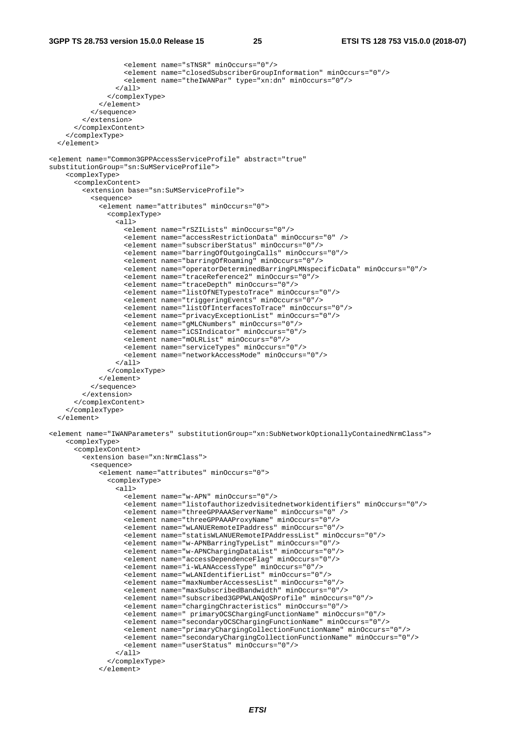```
                <element name="sTNSR" minOccurs="0"/>
                <element name="closedSubscriberGroupInformation" minOccurs="0"/>
                <element name="theIWANPar" type="xn:dn" minOccurs="0”/>
              </all>
            </complexType>
          </element>
        </sequence>
      </extension>
    </complexContent>
  </complexType>
</element>

<element name="Common3GPPAccessServiceProfile" abstract="true"
substitutionGroup="sn:SuMServiceProfile">
    <complexType>
      <complexContent>
        <extension base="sn:SuMServiceProfile">
          <sequence>
            <element name="attributes" minOccurs="0">
              <complexType>
                <all>
                  <element name="rSZILists" minOccurs="0"/>
                  <element name="accessRestrictionData" minOccurs="0" />
                  <element name="subscriberStatus" minOccurs="0"/>
                  <element name="barringOfOutgoingCalls" minOccurs="0"/>
                  <element name="barringOfRoaming" minOccurs="0"/>
                  <element name="operatorDeterminedBarringPLMNspecificData" minOccurs="0"/>
                  <element name="traceReference2" minOccurs="0"/>
                  <element name="traceDepth" minOccurs="0"/>
                  <element name="listOfNETypestoTrace" minOccurs="0"/>
                  <element name="triggeringEvents" minOccurs="0"/>
                  <element name="listOfInterfacesToTrace" minOccurs="0"/>
                  <element name="privacyExceptionList" minOccurs="0"/>
                  <element name="gMLCNumbers" minOccurs="0"/>
                  <element name="iCSIndicator" minOccurs="0"/>
                  <element name="mOLRList" minOccurs="0"/>
                  <element name="serviceTypes" minOccurs="0"/>
                  <element name="networkAccessMode" minOccurs="0"/>
                </all>
              </complexType>
            </element>
          </sequence>
        </extension>
      </complexContent>
    </complexType>
  </element>

<element name="IWANParameters" substitutionGroup="xn:SubNetworkOptionallyContainedNrmClass">
    <complexType>
      <complexContent>
        <extension base="xn:NrmClass">
          <sequence>
            <element name="attributes" minOccurs="0">
              <complexType>
                <all>
                  <element name="w-APN" minOccurs="0"/>
                  <element name="listofauthorizedvisitednetworkidentifiers" minOccurs="0"/>
                  <element name="threeGPPAAAServerName" minOccurs="0" />
                  <element name="threeGPPAAAProxyName" minOccurs="0"/>
                  <element name="wLANUERemoteIPaddress" minOccurs="0"/>
                  <element name="statisWLANUERemoteIPAddressList" minOccurs="0"/>
                  <element name="w-APNBarringTypeList" minOccurs="0"/>
                  <element name="w-APNChargingDataList" minOccurs="0"/>
                  <element name="accessDependenceFlag" minOccurs="0"/>
                  <element name="i-WLANAccessType" minOccurs="0"/>
                  <element name="wLANIdentifierList" minOccurs="0"/>
                  <element name="maxNumberAccessesList" minOccurs="0"/>
                  <element name="maxSubscribedBandwidth" minOccurs="0"/>
                  <element name="subscribed3GPPWLANQoSProfile" minOccurs="0"/>
                  <element name="chargingChracteristics" minOccurs="0"/>
                  <element name=" primaryOCSChargingFunctionName" minOccurs="0"/>
                  <element name="secondaryOCSChargingFunctionName" minOccurs="0"/>
                  <element name="primaryChargingCollectionFunctionName" minOccurs="0"/>
                  <element name="secondaryChargingCollectionFunctionName" minOccurs="0"/>
                  <element name="userStatus" minOccurs="0"/>
                </all>
              </complexType>
            </element>
```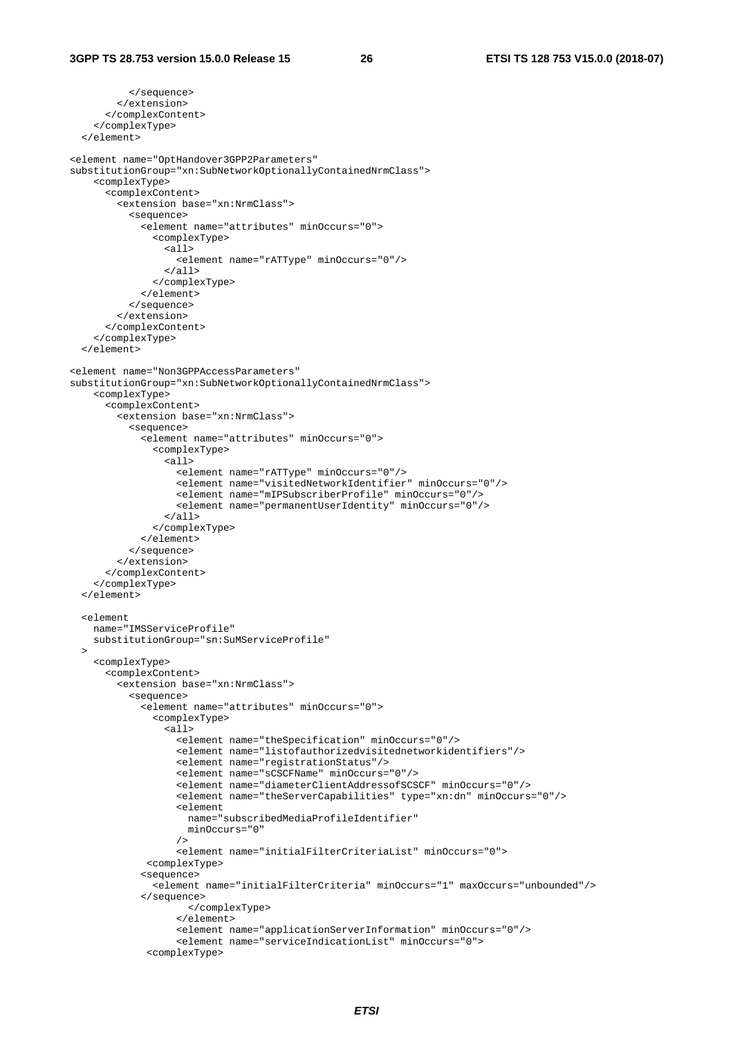```
          </sequence>
        </extension>
      </complexContent>
    </complexType>
  </element>

<element name="OptHandover3GPP2Parameters"
substitutionGroup="xn:SubNetworkOptionallyContainedNrmClass">
    <complexType>
      <complexContent>
        <extension base="xn:NrmClass">
          <sequence>
            <element name="attributes" minOccurs="0">
              <complexType>
                <all>
                  <element name="rATType" minOccurs="0"/>
                </all>
              </complexType>
            </element>
          </sequence>
        </extension>
      </complexContent>
    </complexType>
  </element>

<element name="Non3GPPAccessParameters"
substitutionGroup="xn:SubNetworkOptionallyContainedNrmClass">
    <complexType>
      <complexContent>
        <extension base="xn:NrmClass">
          <sequence>
            <element name="attributes" minOccurs="0">
              <complexType>
                <all>
                  <element name="rATType" minOccurs="0"/>
                  <element name="visitedNetworkIdentifier" minOccurs="0"/>
                  <element name="mIPSubscriberProfile" minOccurs="0"/>
                  <element name="permanentUserIdentity" minOccurs="0"/>
                </all>
              </complexType>
            </element>
          </sequence>
        </extension>
      </complexContent>
    </complexType>
  </element>

  <element
    name="IMSServiceProfile"
    substitutionGroup="sn:SuMServiceProfile"
  >
    <complexType>
      <complexContent>
        <extension base="xn:NrmClass">
          <sequence>
            <element name="attributes" minOccurs="0">
              <complexType>
                <all>
                  <element name="theSpecification" minOccurs="0"/>
                  <element name="listofauthorizedvisitednetworkidentifiers"/>
                  <element name="registrationStatus"/>
                  <element name="sCSCFName" minOccurs="0"/>
                  <element name="diameterClientAddressofSCSCF" minOccurs="0"/>
                  <element name="theServerCapabilities" type="xn:dn" minOccurs="0"/>
                  <element
                    name="subscribedMediaProfileIdentifier"
                    minOccurs="0"
                  />
                  <element name="initialFilterCriteriaList" minOccurs="0">
             <complexType>
            <sequence>
              <element name="initialFilterCriteria" minOccurs="1" maxOccurs="unbounded"/>
            </sequence>
                    </complexType>
                  </element>
                  <element name="applicationServerInformation" minOccurs="0"/>
                  <element name="serviceIndicationList" minOccurs="0">
             <complexType>
```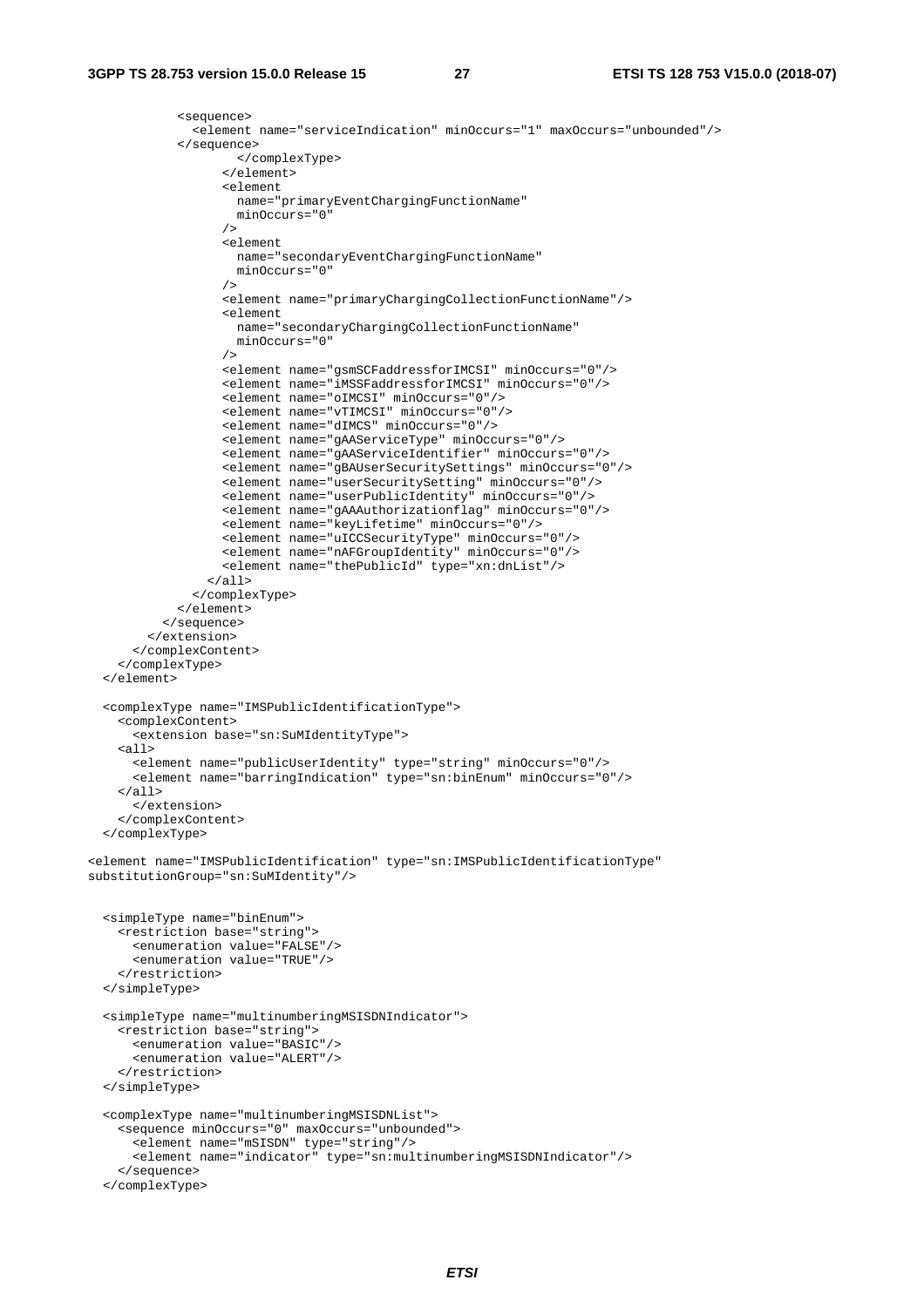```
            <sequence>
              <element name="serviceIndication" minOccurs="1" maxOccurs="unbounded"/>
            </sequence>
                    </complexType>
                  </element>
                  <element
                    name="primaryEventChargingFunctionName"
                    minOccurs="0"
                  />
                  <element
                    name="secondaryEventChargingFunctionName"
                    minOccurs="0"
                  />
                  <element name="primaryChargingCollectionFunctionName"/>
                  <element
                    name="secondaryChargingCollectionFunctionName"
                    minOccurs="0"
                  />
                  <element name="gsmSCFaddressforIMCSI" minOccurs="0"/>
                  <element name="iMSSFaddressforIMCSI" minOccurs="0"/>
                  <element name="oIMCSI" minOccurs="0"/>
                  <element name="vTIMCSI" minOccurs="0"/>
                  <element name="dIMCS" minOccurs="0"/>
                  <element name="gAAServiceType" minOccurs="0"/>
                  <element name="gAAServiceIdentifier" minOccurs="0"/>
                  <element name="gBAUserSecuritySettings" minOccurs="0"/>
                  <element name="userSecuritySetting" minOccurs="0"/>
                  <element name="userPublicIdentity" minOccurs="0"/>
                  <element name="gAAAuthorizationflag" minOccurs="0"/>
                  <element name="keyLifetime" minOccurs="0"/>
                  <element name="uICCSecurityType" minOccurs="0"/>
                  <element name="nAFGroupIdentity" minOccurs="0"/>
                  <element name="thePublicId" type="xn:dnList"/>
                </all>
              </complexType>
            </element>
          </sequence>
        </extension>
      </complexContent>
    </complexType>
  </element>

  <complexType name="IMSPublicIdentificationType">
    <complexContent>
      <extension base="sn:SuMIdentityType">
    <all>
      <element name="publicUserIdentity" type="string" minOccurs="0"/>
      <element name="barringIndication" type="sn:binEnum" minOccurs="0"/>
    </all>
      </extension>
    </complexContent>
  </complexType>

<element name="IMSPublicIdentification" type="sn:IMSPublicIdentificationType"
substitutionGroup="sn:SuMIdentity"/>


  <simpleType name="binEnum">
    <restriction base="string">
      <enumeration value="FALSE"/>
      <enumeration value="TRUE"/>
    </restriction>
  </simpleType>

  <simpleType name="multinumberingMSISDNIndicator">
    <restriction base="string">
      <enumeration value="BASIC"/>
      <enumeration value="ALERT"/>
    </restriction>
  </simpleType>

  <complexType name="multinumberingMSISDNList">
    <sequence minOccurs="0" maxOccurs="unbounded">
      <element name="mSISDN" type="string"/>
      <element name="indicator" type="sn:multinumberingMSISDNIndicator"/>
    </sequence>
  </complexType>
```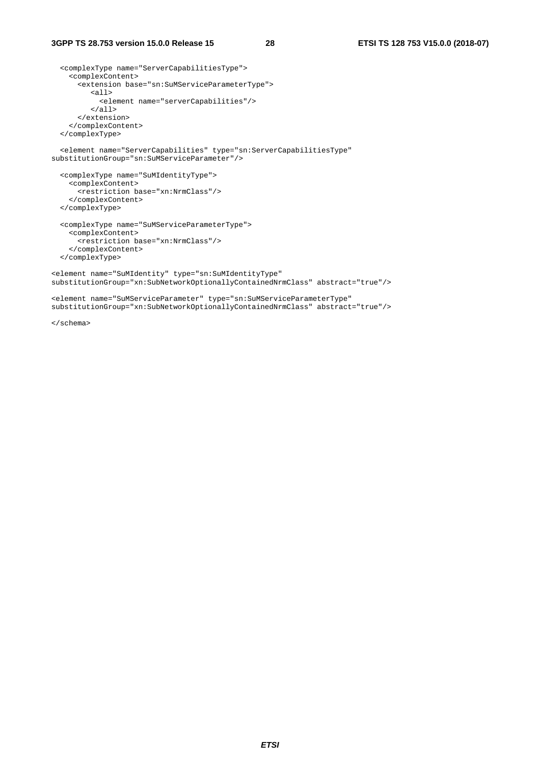```
  <complexType name="ServerCapabilitiesType">
    <complexContent>
      <extension base="sn:SuMServiceParameterType">
        <all>
          <element name="serverCapabilities"/>
        </all>
      </extension>
    </complexContent>
  </complexType>

  <element name="ServerCapabilities" type="sn:ServerCapabilitiesType"
substitutionGroup="sn:SuMServiceParameter"/>

  <complexType name="SuMIdentityType">
    <complexContent>
      <restriction base="xn:NrmClass"/>
    </complexContent>
  </complexType>

  <complexType name="SuMServiceParameterType">
    <complexContent>
      <restriction base="xn:NrmClass"/>
    </complexContent>
  </complexType>

<element name="SuMIdentity" type="sn:SuMIdentityType"
substitutionGroup="xn:SubNetworkOptionallyContainedNrmClass" abstract="true"/>

<element name="SuMServiceParameter" type="sn:SuMServiceParameterType"
substitutionGroup="xn:SubNetworkOptionallyContainedNrmClass" abstract="true"/>

</schema>
```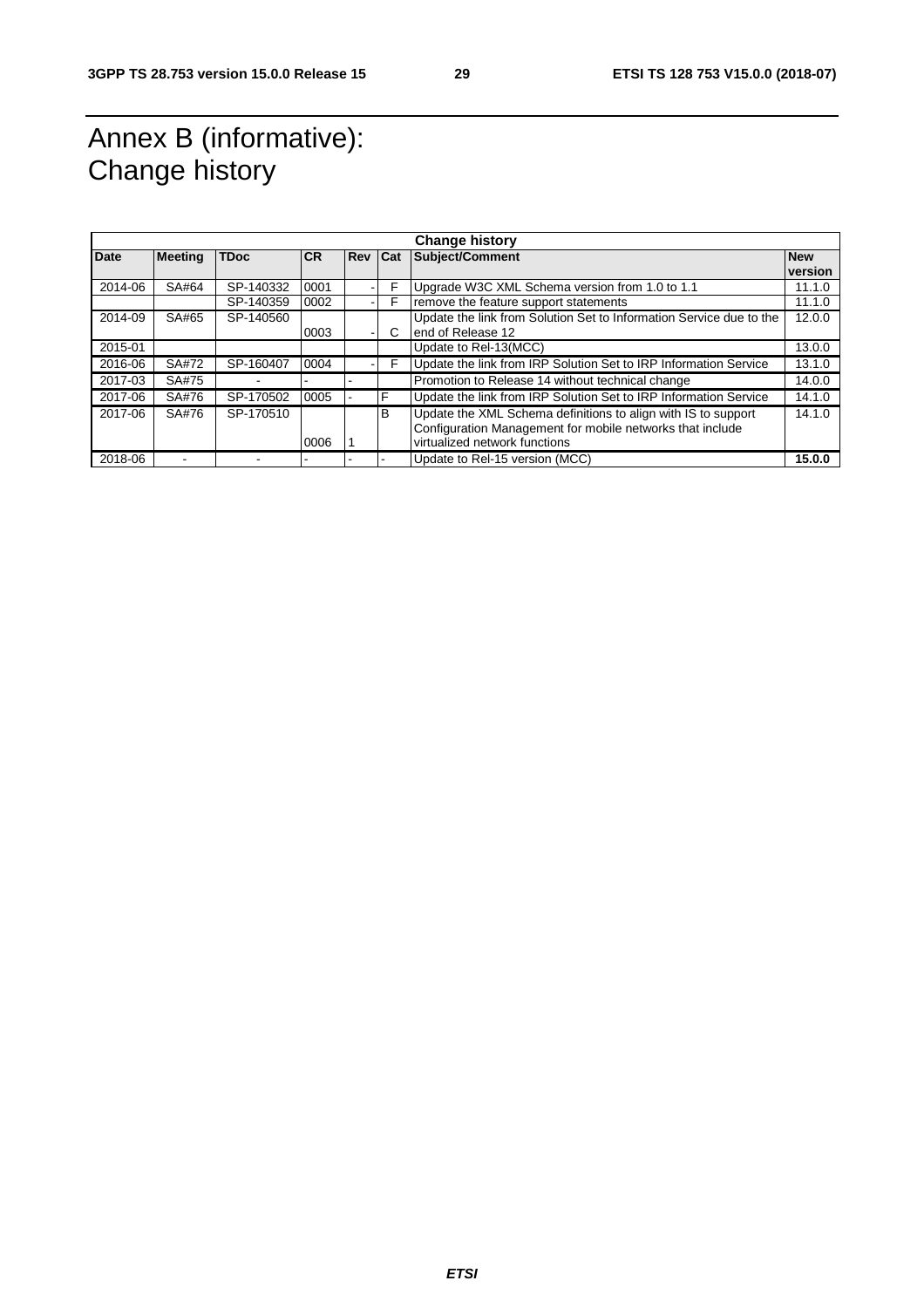# Annex B (informative): Change history

| Change history | | | | | | | |
|---|---|---|---|---|---|---|---|
| **Date** | **Meeting** | **TDoc** | **CR** | **Rev** | **Cat** | **Subject/Comment** | **New version** |
| 2014-06 | SA#64 | SP-140332 | 0001 | - | F | Upgrade W3C XML Schema version from 1.0 to 1.1 | 11.1.0 |
| | | SP-140359 | 0002 | - | F | remove the feature support statements | 11.1.0 |
| 2014-09 | SA#65 | SP-140560 | 0003 | - | C | Update the link from Solution Set to Information Service due to the end of Release 12 | 12.0.0 |
| 2015-01 | | | | | | Update to Rel-13(MCC) | 13.0.0 |
| 2016-06 | SA#72 | SP-160407 | 0004 | - | F | Update the link from IRP Solution Set to IRP Information Service | 13.1.0 |
| 2017-03 | SA#75 | - | - | - | | Promotion to Release 14 without technical change | 14.0.0 |
| 2017-06 | SA#76 | SP-170502 | 0005 | - | F | Update the link from IRP Solution Set to IRP Information Service | 14.1.0 |
| 2017-06 | SA#76 | SP-170510 | 0006 | 1 | B | Update the XML Schema definitions to align with IS to support Configuration Management for mobile networks that include virtualized network functions | 14.1.0 |
| 2018-06 | - | - | - | - | - | Update to Rel-15 version (MCC) | **15.0.0** |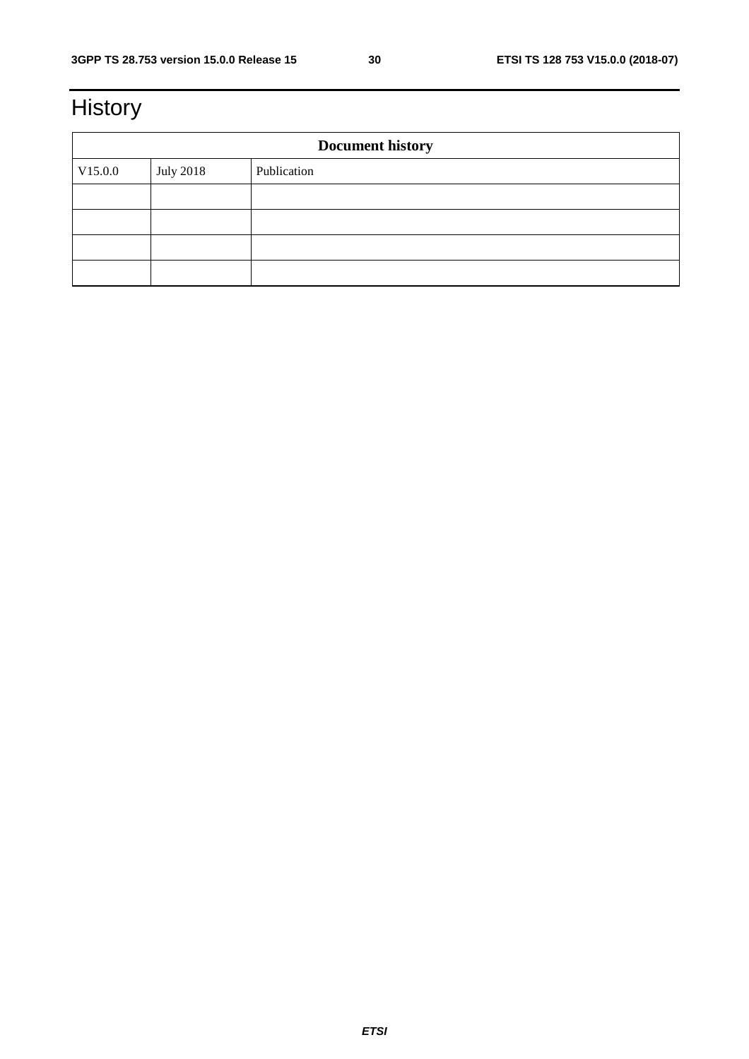# History

| Document history | | |
|---|---|---|
| V15.0.0 | July 2018 | Publication |
| | | |
| | | |
| | | |
| | | |